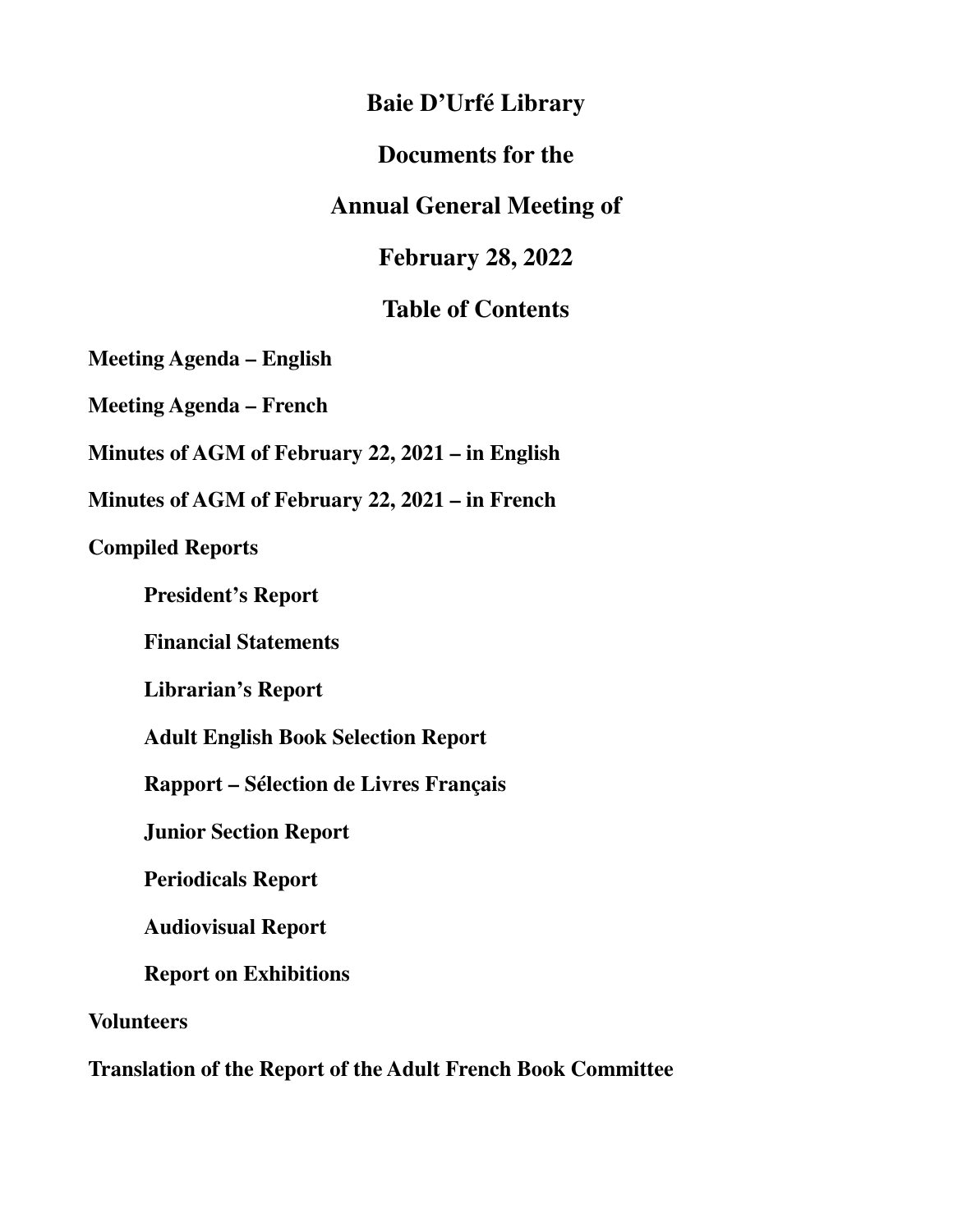# Baie D'Urfé Library

# Documents for the

# Annual General Meeting of

# February 28, 2022

## Table of Contents

**Meeting Agenda – English**

**Meeting Agenda – French**

**Minutes of AGM of February 22, 2021 – in English**

**Minutes of AGM of February 22, 2021 – in French**

**Compiled Reports**

- **President's Report**
- **Financial Statements**
- **Librarian's Report**
- **Adult English Book Selection Report**
- **Rapport – Sélection de Livres Français**
- **Junior Section Report**
- **Periodicals Report**
- **Audiovisual Report**
- **Report on Exhibitions**

**Volunteers**

**Translation of the Report of the Adult French Book Committee**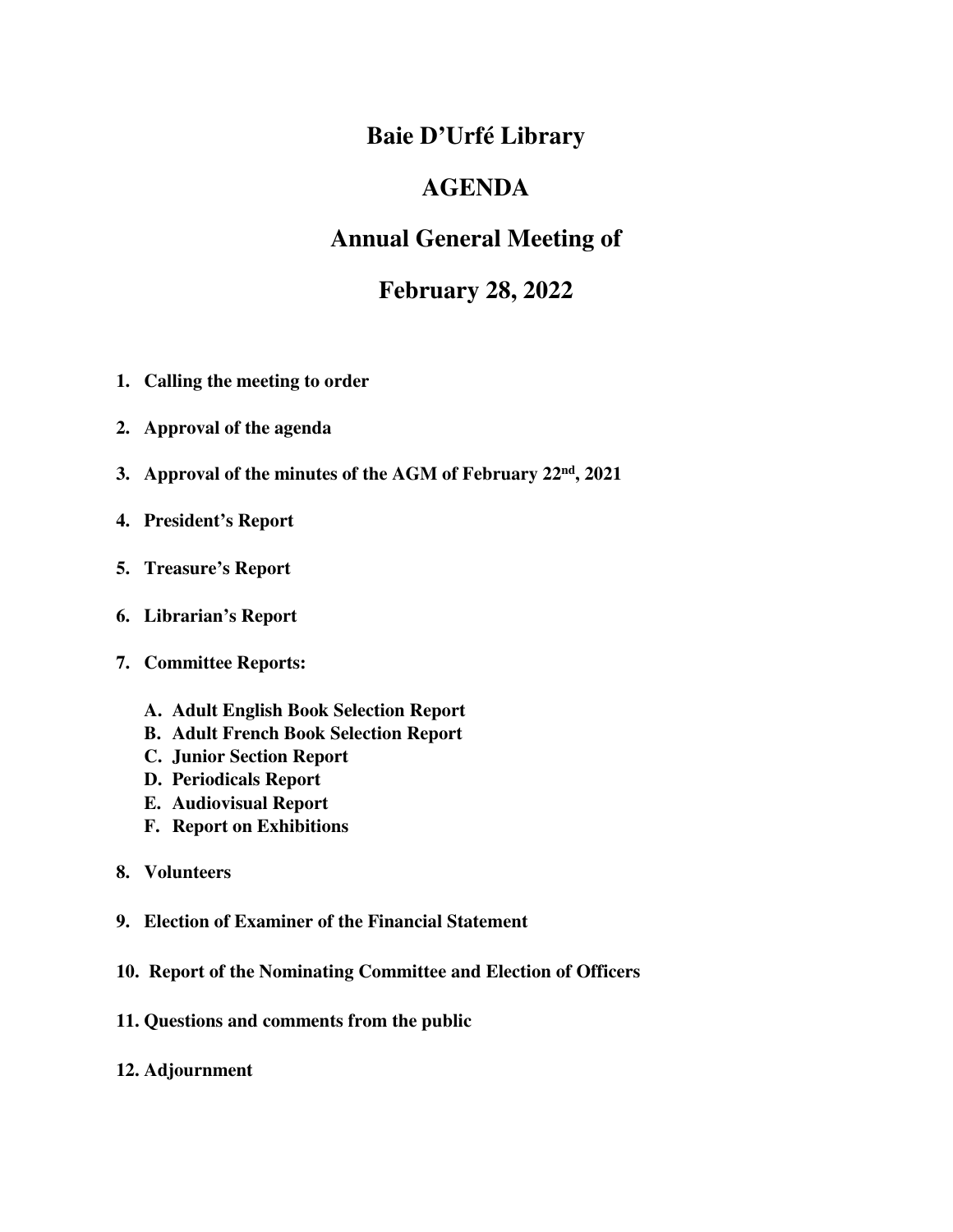# Baie D'Urfé Library

# AGENDA

# Annual General Meeting of

# February 28, 2022

1. **Calling the meeting to order**
2. **Approval of the agenda**
3. **Approval of the minutes of the AGM of February 22nd, 2021**
4. **President's Report**
5. **Treasure's Report**
6. **Librarian's Report**
7. **Committee Reports:**
   - **A. Adult English Book Selection Report**
   - **B. Adult French Book Selection Report**
   - **C. Junior Section Report**
   - **D. Periodicals Report**
   - **E. Audiovisual Report**
   - **F. Report on Exhibitions**
8. **Volunteers**
9. **Election of Examiner of the Financial Statement**
10. **Report of the Nominating Committee and Election of Officers**
11. **Questions and comments from the public**
12. **Adjournment**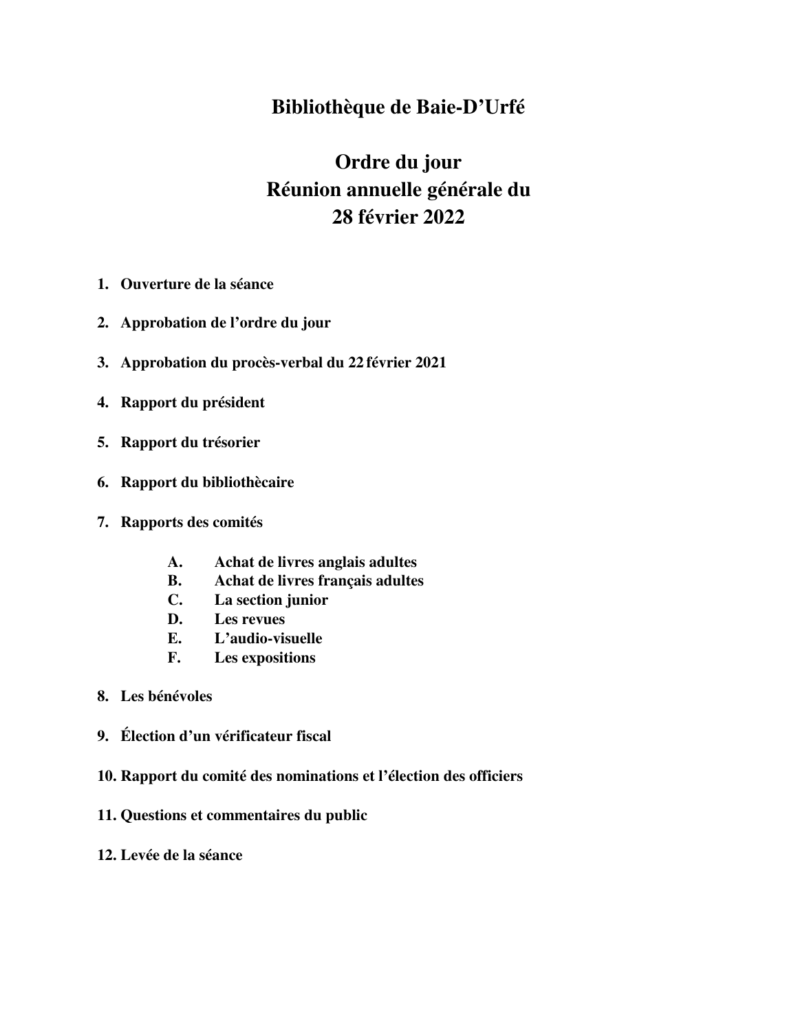# Bibliothèque de Baie-D'Urfé

## Ordre du jour
## Réunion annuelle générale du
## 28 février 2022

1. **Ouverture de la séance**
2. **Approbation de l'ordre du jour**
3. **Approbation du procès-verbal du 22 février 2021**
4. **Rapport du président**
5. **Rapport du trésorier**
6. **Rapport du bibliothècaire**
7. **Rapports des comités**

   A. **Achat de livres anglais adultes**
   B. **Achat de livres français adultes**
   C. **La section junior**
   D. **Les revues**
   E. **L'audio-visuelle**
   F. **Les expositions**

8. **Les bénévoles**
9. **Élection d'un vérificateur fiscal**
10. **Rapport du comité des nominations et l'élection des officiers**
11. **Questions et commentaires du public**
12. **Levée de la séance**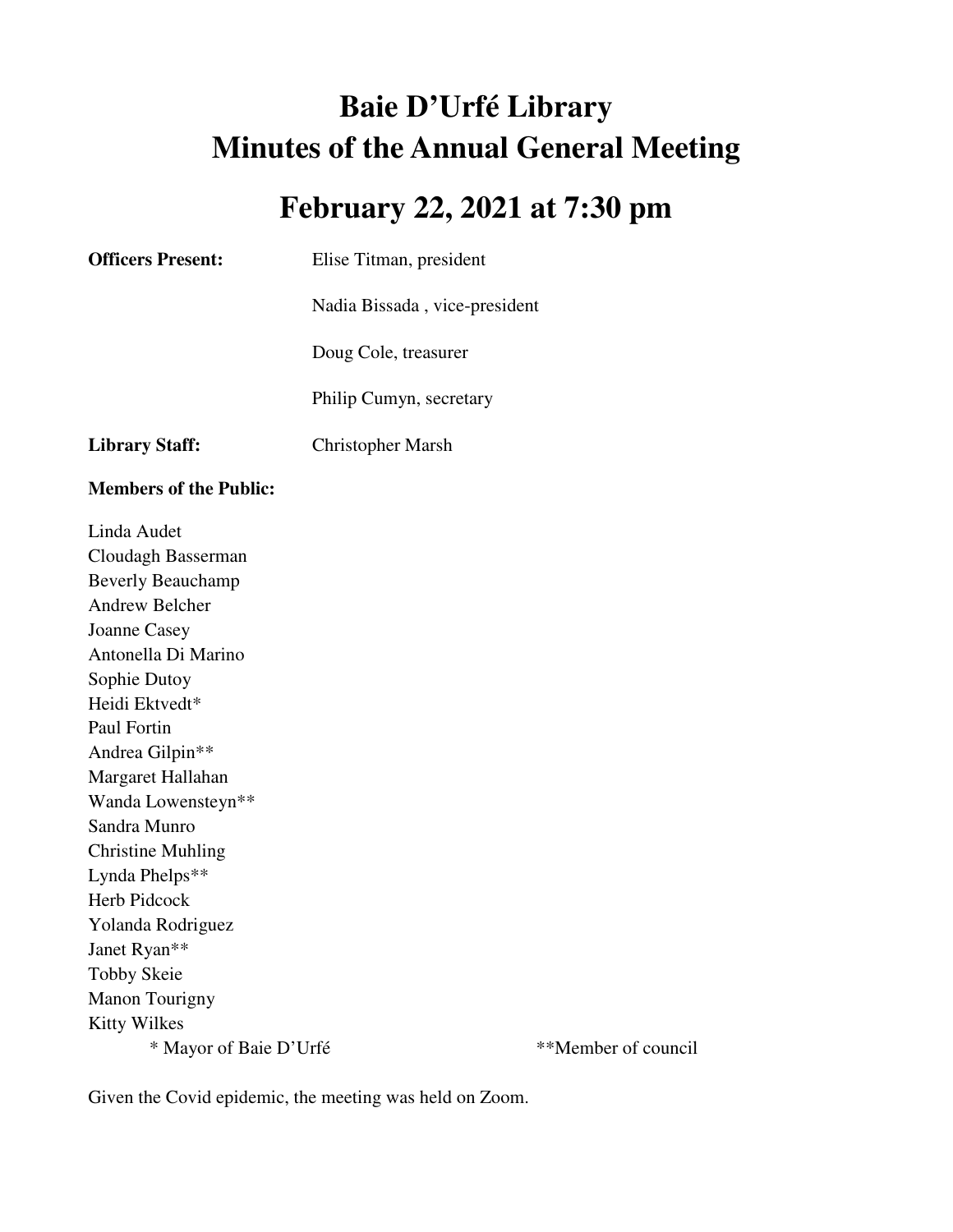# Baie D'Urfé Library
# Minutes of the Annual General Meeting

## February 22, 2021 at 7:30 pm

**Officers Present:** Elise Titman, president

Nadia Bissada , vice-president

Doug Cole, treasurer

Philip Cumyn, secretary

**Library Staff:** Christopher Marsh

**Members of the Public:**

Linda Audet
Cloudagh Basserman
Beverly Beauchamp
Andrew Belcher
Joanne Casey
Antonella Di Marino
Sophie Dutoy
Heidi Ektvedt*
Paul Fortin
Andrea Gilpin**
Margaret Hallahan
Wanda Lowensteyn**
Sandra Munro
Christine Muhling
Lynda Phelps**
Herb Pidcock
Yolanda Rodriguez
Janet Ryan**
Tobby Skeie
Manon Tourigny
Kitty Wilkes

\* Mayor of Baie D'Urfé **Member of council

Given the Covid epidemic, the meeting was held on Zoom.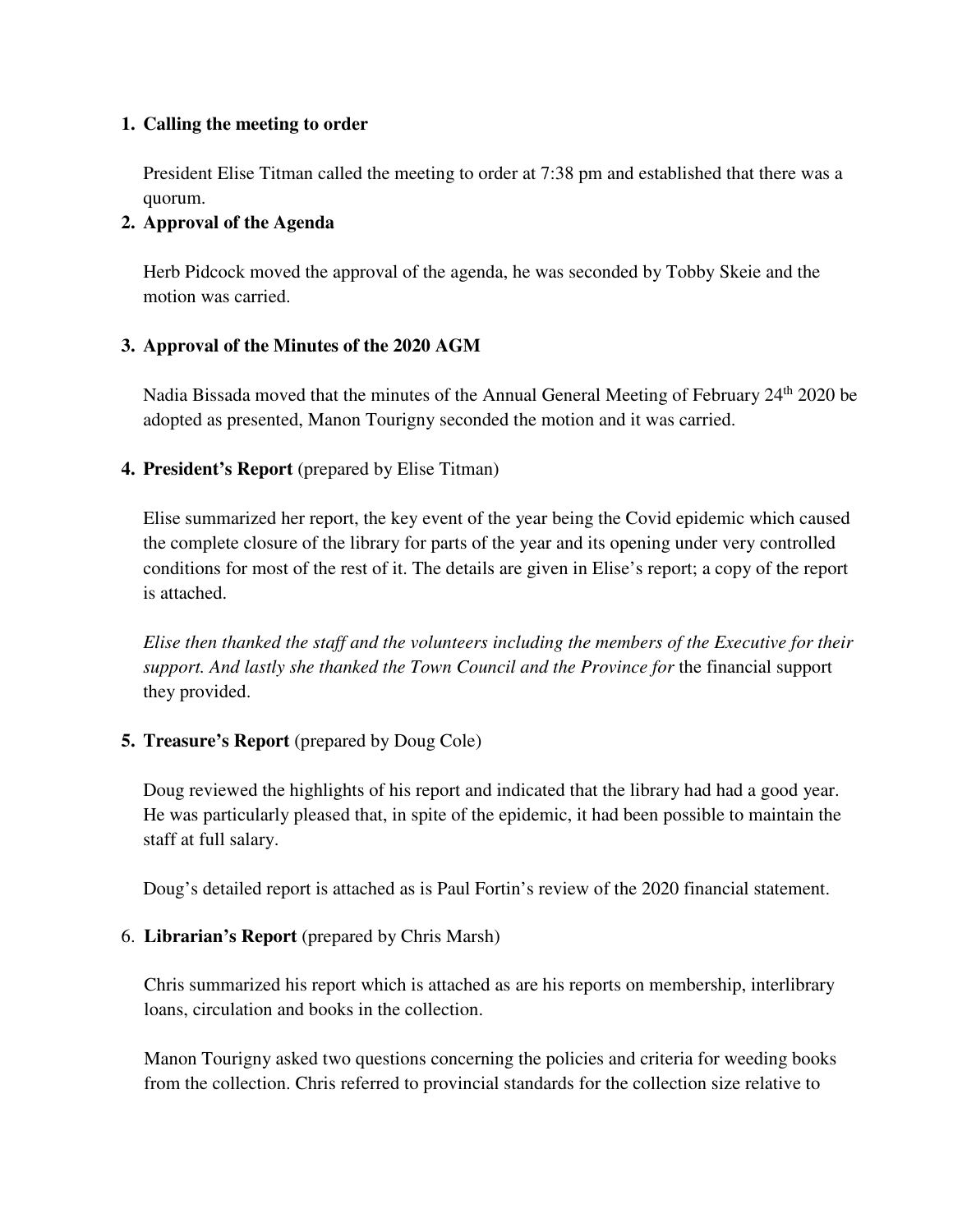1. **Calling the meeting to order**

   President Elise Titman called the meeting to order at 7:38 pm and established that there was a quorum.

2. **Approval of the Agenda**

   Herb Pidcock moved the approval of the agenda, he was seconded by Tobby Skeie and the motion was carried.

3. **Approval of the Minutes of the 2020 AGM**

   Nadia Bissada moved that the minutes of the Annual General Meeting of February 24th 2020 be adopted as presented, Manon Tourigny seconded the motion and it was carried.

4. **President's Report** (prepared by Elise Titman)

   Elise summarized her report, the key event of the year being the Covid epidemic which caused the complete closure of the library for parts of the year and its opening under very controlled conditions for most of the rest of it. The details are given in Elise's report; a copy of the report is attached.

   *Elise then thanked the staff and the volunteers including the members of the Executive for their support. And lastly she thanked the Town Council and the Province for* the financial support they provided.

5. **Treasure's Report** (prepared by Doug Cole)

   Doug reviewed the highlights of his report and indicated that the library had had a good year. He was particularly pleased that, in spite of the epidemic, it had been possible to maintain the staff at full salary.

   Doug's detailed report is attached as is Paul Fortin's review of the 2020 financial statement.

6. **Librarian's Report** (prepared by Chris Marsh)

   Chris summarized his report which is attached as are his reports on membership, interlibrary loans, circulation and books in the collection.

   Manon Tourigny asked two questions concerning the policies and criteria for weeding books from the collection. Chris referred to provincial standards for the collection size relative to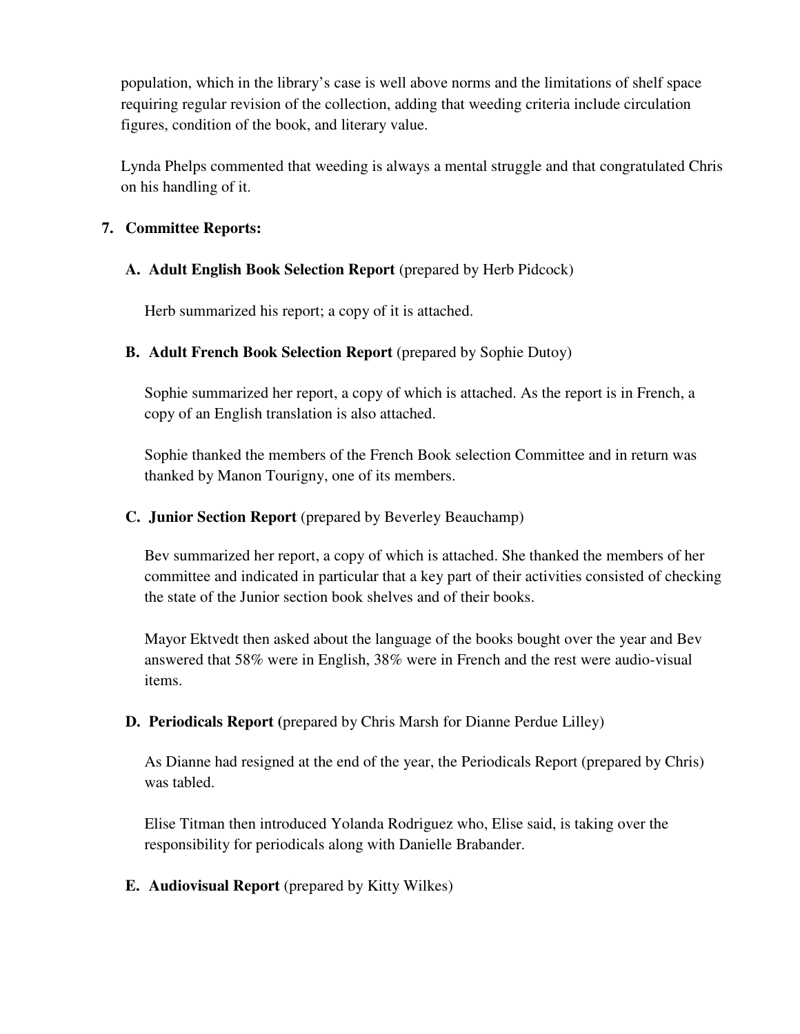population, which in the library's case is well above norms and the limitations of shelf space requiring regular revision of the collection, adding that weeding criteria include circulation figures, condition of the book, and literary value.

Lynda Phelps commented that weeding is always a mental struggle and that congratulated Chris on his handling of it.

7. **Committee Reports:**

   **A. Adult English Book Selection Report** (prepared by Herb Pidcock)

   Herb summarized his report; a copy of it is attached.

   **B. Adult French Book Selection Report** (prepared by Sophie Dutoy)

   Sophie summarized her report, a copy of which is attached. As the report is in French, a copy of an English translation is also attached.

   Sophie thanked the members of the French Book selection Committee and in return was thanked by Manon Tourigny, one of its members.

   **C. Junior Section Report** (prepared by Beverley Beauchamp)

   Bev summarized her report, a copy of which is attached. She thanked the members of her committee and indicated in particular that a key part of their activities consisted of checking the state of the Junior section book shelves and of their books.

   Mayor Ektvedt then asked about the language of the books bought over the year and Bev answered that 58% were in English, 38% were in French and the rest were audio-visual items.

   **D. Periodicals Report (**prepared by Chris Marsh for Dianne Perdue Lilley)

   As Dianne had resigned at the end of the year, the Periodicals Report (prepared by Chris) was tabled.

   Elise Titman then introduced Yolanda Rodriguez who, Elise said, is taking over the responsibility for periodicals along with Danielle Brabander.

   **E. Audiovisual Report** (prepared by Kitty Wilkes)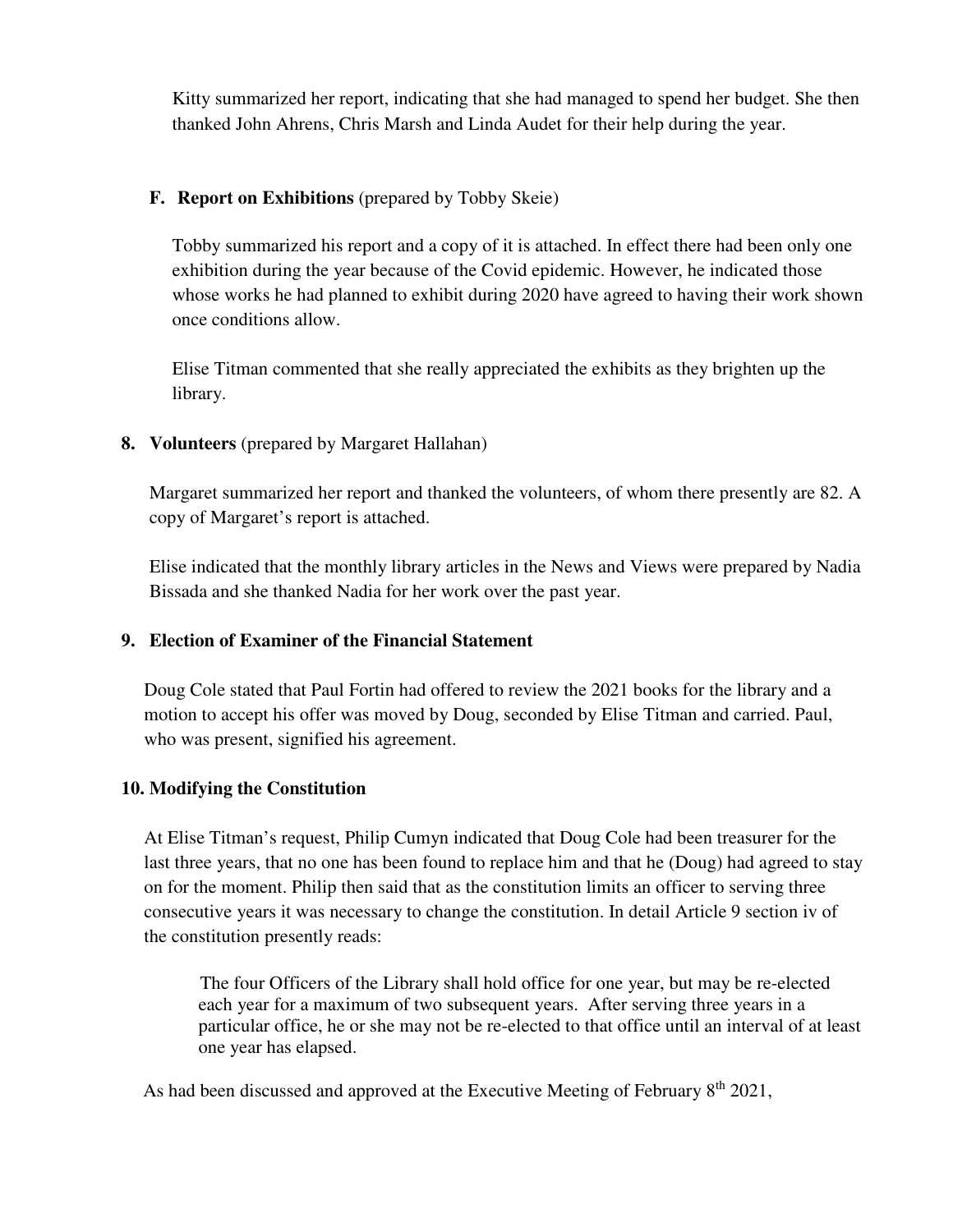Kitty summarized her report, indicating that she had managed to spend her budget. She then thanked John Ahrens, Chris Marsh and Linda Audet for their help during the year.

**F. Report on Exhibitions** (prepared by Tobby Skeie)

Tobby summarized his report and a copy of it is attached. In effect there had been only one exhibition during the year because of the Covid epidemic. However, he indicated those whose works he had planned to exhibit during 2020 have agreed to having their work shown once conditions allow.

Elise Titman commented that she really appreciated the exhibits as they brighten up the library.

**8. Volunteers** (prepared by Margaret Hallahan)

Margaret summarized her report and thanked the volunteers, of whom there presently are 82. A copy of Margaret's report is attached.

Elise indicated that the monthly library articles in the News and Views were prepared by Nadia Bissada and she thanked Nadia for her work over the past year.

**9. Election of Examiner of the Financial Statement**

Doug Cole stated that Paul Fortin had offered to review the 2021 books for the library and a motion to accept his offer was moved by Doug, seconded by Elise Titman and carried. Paul, who was present, signified his agreement.

**10. Modifying the Constitution**

At Elise Titman's request, Philip Cumyn indicated that Doug Cole had been treasurer for the last three years, that no one has been found to replace him and that he (Doug) had agreed to stay on for the moment. Philip then said that as the constitution limits an officer to serving three consecutive years it was necessary to change the constitution. In detail Article 9 section iv of the constitution presently reads:

> The four Officers of the Library shall hold office for one year, but may be re-elected each year for a maximum of two subsequent years. After serving three years in a particular office, he or she may not be re-elected to that office until an interval of at least one year has elapsed.

As had been discussed and approved at the Executive Meeting of February 8th 2021,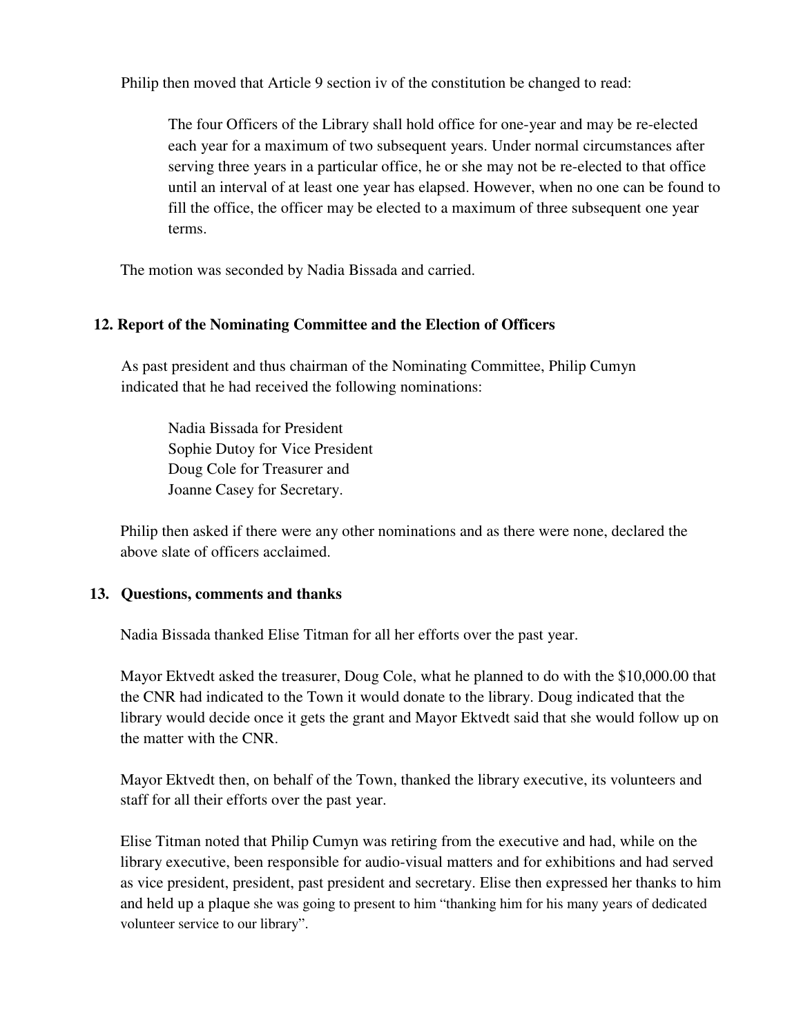Philip then moved that Article 9 section iv of the constitution be changed to read:

> The four Officers of the Library shall hold office for one-year and may be re-elected each year for a maximum of two subsequent years. Under normal circumstances after serving three years in a particular office, he or she may not be re-elected to that office until an interval of at least one year has elapsed. However, when no one can be found to fill the office, the officer may be elected to a maximum of three subsequent one year terms.

The motion was seconded by Nadia Bissada and carried.

## 12. Report of the Nominating Committee and the Election of Officers

As past president and thus chairman of the Nominating Committee, Philip Cumyn indicated that he had received the following nominations:

> Nadia Bissada for President
> Sophie Dutoy for Vice President
> Doug Cole for Treasurer and
> Joanne Casey for Secretary.

Philip then asked if there were any other nominations and as there were none, declared the above slate of officers acclaimed.

## 13. Questions, comments and thanks

Nadia Bissada thanked Elise Titman for all her efforts over the past year.

Mayor Ektvedt asked the treasurer, Doug Cole, what he planned to do with the $10,000.00 that the CNR had indicated to the Town it would donate to the library. Doug indicated that the library would decide once it gets the grant and Mayor Ektvedt said that she would follow up on the matter with the CNR.

Mayor Ektvedt then, on behalf of the Town, thanked the library executive, its volunteers and staff for all their efforts over the past year.

Elise Titman noted that Philip Cumyn was retiring from the executive and had, while on the library executive, been responsible for audio-visual matters and for exhibitions and had served as vice president, president, past president and secretary. Elise then expressed her thanks to him and held up a plaque she was going to present to him "thanking him for his many years of dedicated volunteer service to our library".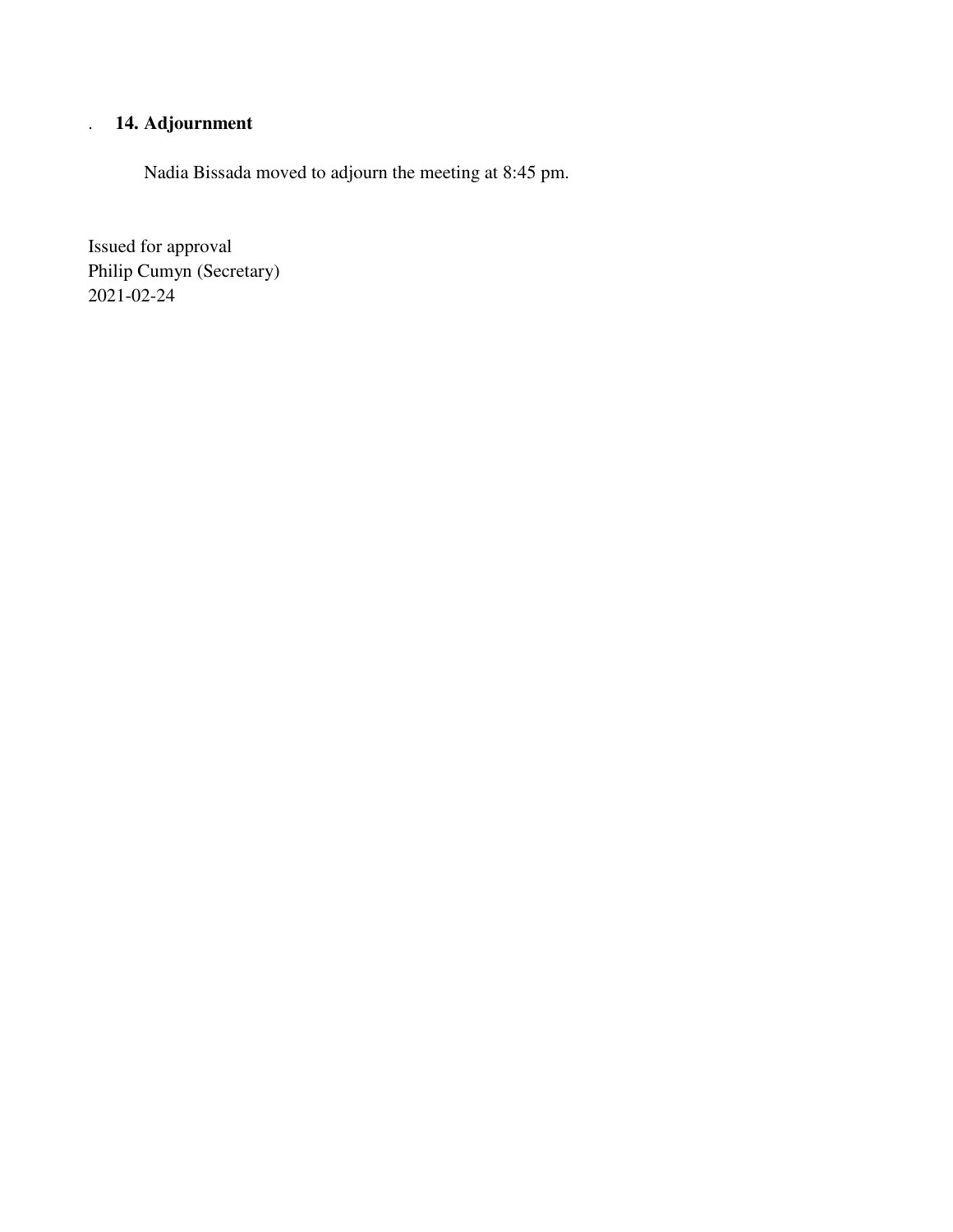### 14. Adjournment

Nadia Bissada moved to adjourn the meeting at 8:45 pm.

Issued for approval
Philip Cumyn (Secretary)
2021-02-24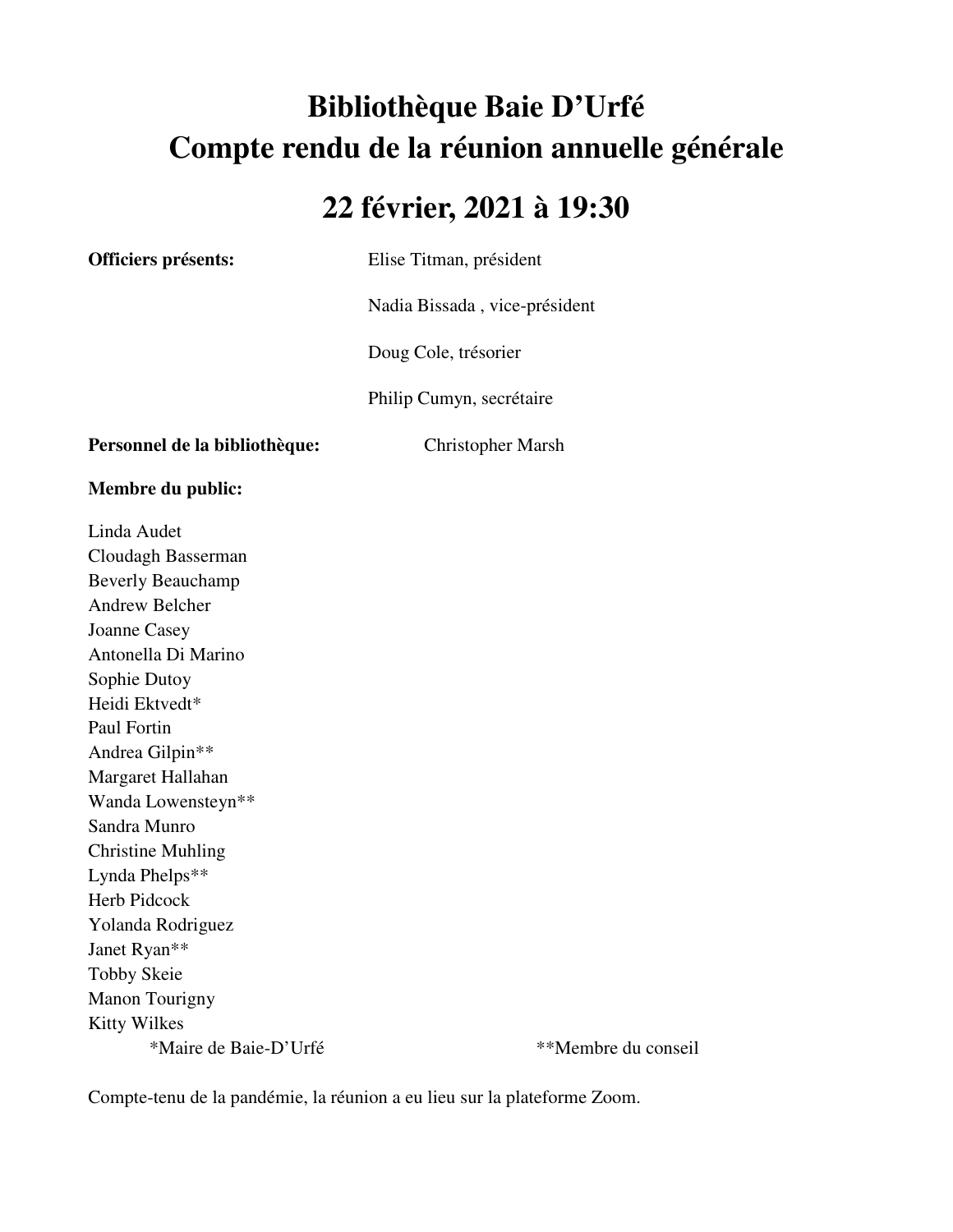# Bibliothèque Baie D'Urfé
# Compte rendu de la réunion annuelle générale

## 22 février, 2021 à 19:30

**Officiers présents:**

Elise Titman, président

Nadia Bissada , vice-président

Doug Cole, trésorier

Philip Cumyn, secrétaire

**Personnel de la bibliothèque:** Christopher Marsh

**Membre du public:**

Linda Audet
Cloudagh Basserman
Beverly Beauchamp
Andrew Belcher
Joanne Casey
Antonella Di Marino
Sophie Dutoy
Heidi Ektvedt*
Paul Fortin
Andrea Gilpin**
Margaret Hallahan
Wanda Lowensteyn**
Sandra Munro
Christine Muhling
Lynda Phelps**
Herb Pidcock
Yolanda Rodriguez
Janet Ryan**
Tobby Skeie
Manon Tourigny
Kitty Wilkes

*Maire de Baie-D'Urfé **Membre du conseil

Compte-tenu de la pandémie, la réunion a eu lieu sur la plateforme Zoom.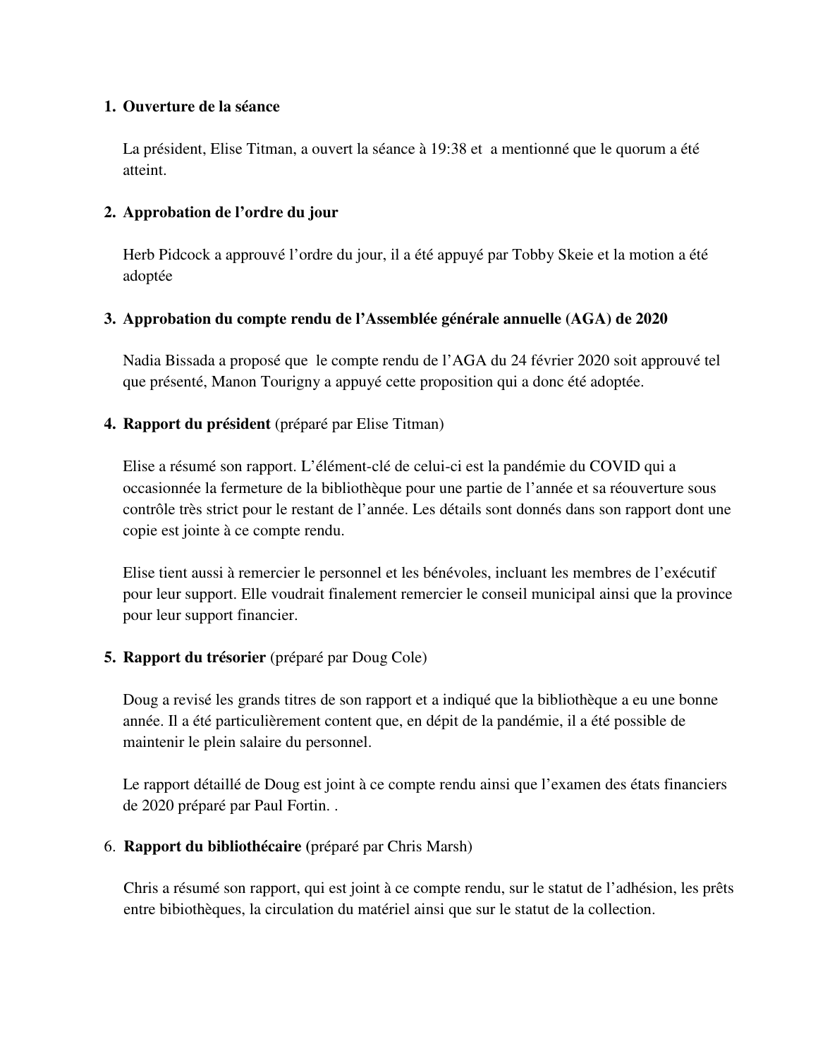1. **Ouverture de la séance**

   La président, Elise Titman, a ouvert la séance à 19:38 et a mentionné que le quorum a été atteint.

2. **Approbation de l'ordre du jour**

   Herb Pidcock a approuvé l'ordre du jour, il a été appuyé par Tobby Skeie et la motion a été adoptée

3. **Approbation du compte rendu de l'Assemblée générale annuelle (AGA) de 2020**

   Nadia Bissada a proposé que le compte rendu de l'AGA du 24 février 2020 soit approuvé tel que présenté, Manon Tourigny a appuyé cette proposition qui a donc été adoptée.

4. **Rapport du président** (préparé par Elise Titman)

   Elise a résumé son rapport. L'élément-clé de celui-ci est la pandémie du COVID qui a occasionnée la fermeture de la bibliothèque pour une partie de l'année et sa réouverture sous contrôle très strict pour le restant de l'année. Les détails sont donnés dans son rapport dont une copie est jointe à ce compte rendu.

   Elise tient aussi à remercier le personnel et les bénévoles, incluant les membres de l'exécutif pour leur support. Elle voudrait finalement remercier le conseil municipal ainsi que la province pour leur support financier.

5. **Rapport du trésorier** (préparé par Doug Cole)

   Doug a revisé les grands titres de son rapport et a indiqué que la bibliothèque a eu une bonne année. Il a été particulièrement content que, en dépit de la pandémie, il a été possible de maintenir le plein salaire du personnel.

   Le rapport détaillé de Doug est joint à ce compte rendu ainsi que l'examen des états financiers de 2020 préparé par Paul Fortin. .

6. **Rapport du bibliothécaire** (préparé par Chris Marsh)

   Chris a résumé son rapport, qui est joint à ce compte rendu, sur le statut de l'adhésion, les prêts entre bibiothèques, la circulation du matériel ainsi que sur le statut de la collection.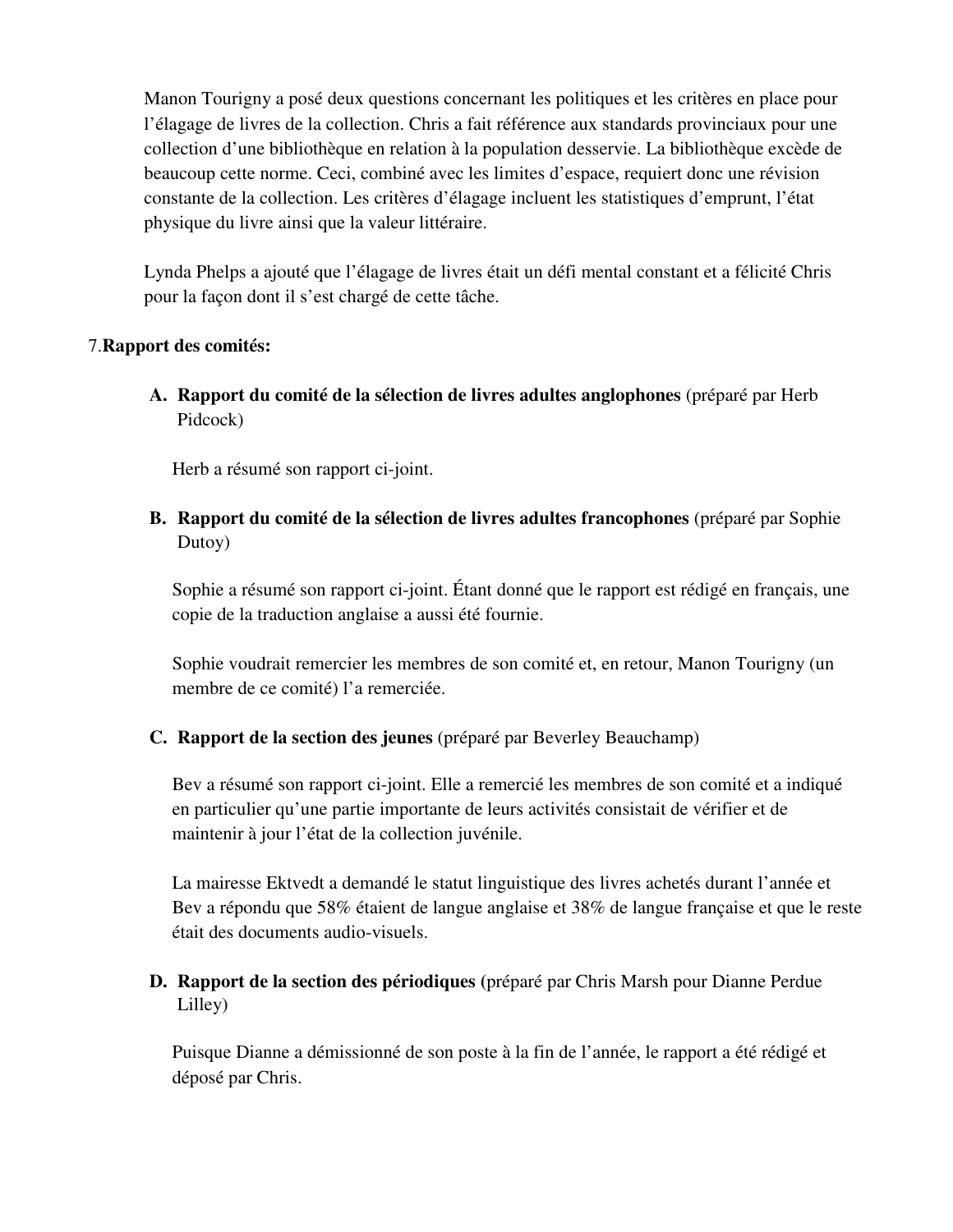Manon Tourigny a posé deux questions concernant les politiques et les critères en place pour l'élagage de livres de la collection. Chris a fait référence aux standards provinciaux pour une collection d'une bibliothèque en relation à la population desservie. La bibliothèque excède de beaucoup cette norme. Ceci, combiné avec les limites d'espace, requiert donc une révision constante de la collection. Les critères d'élagage incluent les statistiques d'emprunt, l'état physique du livre ainsi que la valeur littéraire.

Lynda Phelps a ajouté que l'élagage de livres était un défi mental constant et a félicité Chris pour la façon dont il s'est chargé de cette tâche.

7. **Rapport des comités:**

A. **Rapport du comité de la sélection de livres adultes anglophones** (préparé par Herb Pidcock)

Herb a résumé son rapport ci-joint.

B. **Rapport du comité de la sélection de livres adultes francophones** (préparé par Sophie Dutoy)

Sophie a résumé son rapport ci-joint. Étant donné que le rapport est rédigé en français, une copie de la traduction anglaise a aussi été fournie.

Sophie voudrait remercier les membres de son comité et, en retour, Manon Tourigny (un membre de ce comité) l'a remerciée.

C. **Rapport de la section des jeunes** (préparé par Beverley Beauchamp)

Bev a résumé son rapport ci-joint. Elle a remercié les membres de son comité et a indiqué en particulier qu'une partie importante de leurs activités consistait de vérifier et de maintenir à jour l'état de la collection juvénile.

La mairesse Ektvedt a demandé le statut linguistique des livres achetés durant l'année et Bev a répondu que 58% étaient de langue anglaise et 38% de langue française et que le reste était des documents audio-visuels.

D. **Rapport de la section des périodiques** (préparé par Chris Marsh pour Dianne Perdue Lilley)

Puisque Dianne a démissionné de son poste à la fin de l'année, le rapport a été rédigé et déposé par Chris.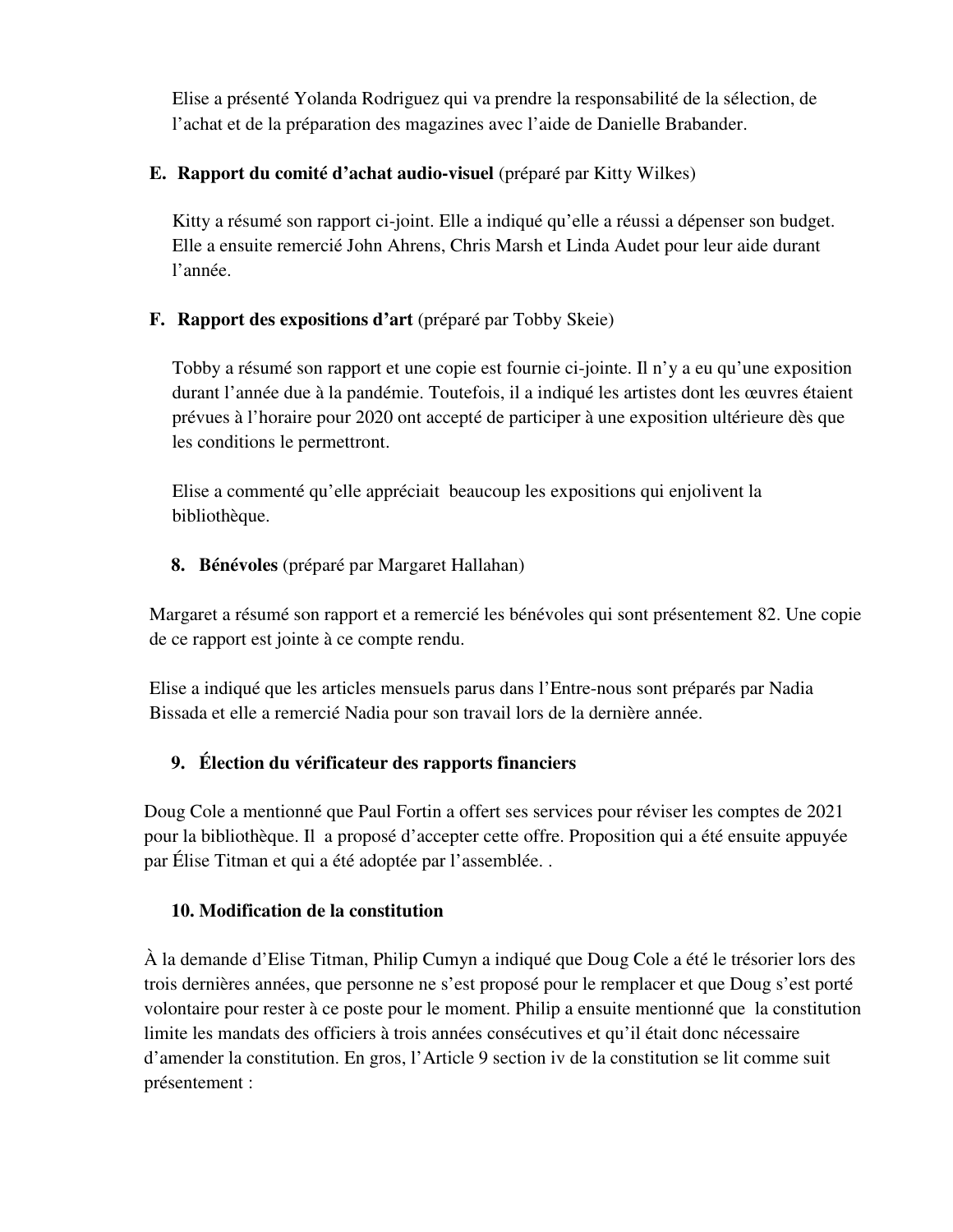Elise a présenté Yolanda Rodriguez qui va prendre la responsabilité de la sélection, de l’achat et de la préparation des magazines avec l’aide de Danielle Brabander.

**E. Rapport du comité d’achat audio-visuel** (préparé par Kitty Wilkes)

Kitty a résumé son rapport ci-joint. Elle a indiqué qu’elle a réussi a dépenser son budget. Elle a ensuite remercié John Ahrens, Chris Marsh et Linda Audet pour leur aide durant l’année.

**F. Rapport des expositions d’art** (préparé par Tobby Skeie)

Tobby a résumé son rapport et une copie est fournie ci-jointe. Il n’y a eu qu’une exposition durant l’année due à la pandémie. Toutefois, il a indiqué les artistes dont les œuvres étaient prévues à l’horaire pour 2020 ont accepté de participer à une exposition ultérieure dès que les conditions le permettront.

Elise a commenté qu’elle appréciait beaucoup les expositions qui enjolivent la bibliothèque.

**8. Bénévoles** (préparé par Margaret Hallahan)

Margaret a résumé son rapport et a remercié les bénévoles qui sont présentement 82. Une copie de ce rapport est jointe à ce compte rendu.

Elise a indiqué que les articles mensuels parus dans l’Entre-nous sont préparés par Nadia Bissada et elle a remercié Nadia pour son travail lors de la dernière année.

**9. Élection du vérificateur des rapports financiers**

Doug Cole a mentionné que Paul Fortin a offert ses services pour réviser les comptes de 2021 pour la bibliothèque. Il a proposé d’accepter cette offre. Proposition qui a été ensuite appuyée par Élise Titman et qui a été adoptée par l’assemblée. .

**10. Modification de la constitution**

À la demande d’Elise Titman, Philip Cumyn a indiqué que Doug Cole a été le trésorier lors des trois dernières années, que personne ne s’est proposé pour le remplacer et que Doug s’est porté volontaire pour rester à ce poste pour le moment. Philip a ensuite mentionné que la constitution limite les mandats des officiers à trois années consécutives et qu’il était donc nécessaire d’amender la constitution. En gros, l’Article 9 section iv de la constitution se lit comme suit présentement :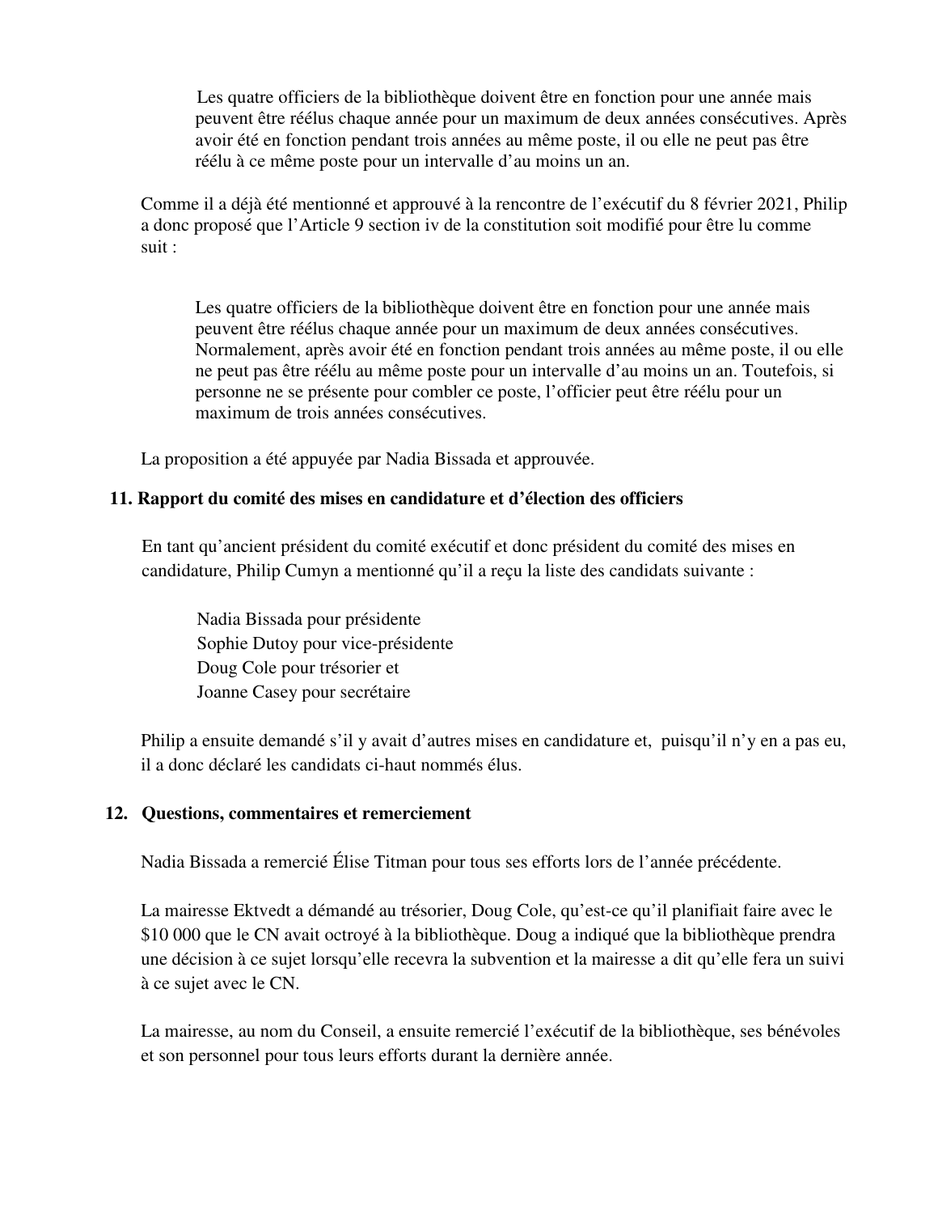> Les quatre officiers de la bibliothèque doivent être en fonction pour une année mais peuvent être réélus chaque année pour un maximum de deux années consécutives. Après avoir été en fonction pendant trois années au même poste, il ou elle ne peut pas être réélu à ce même poste pour un intervalle d'au moins un an.

Comme il a déjà été mentionné et approuvé à la rencontre de l'exécutif du 8 février 2021, Philip a donc proposé que l'Article 9 section iv de la constitution soit modifié pour être lu comme suit :

> Les quatre officiers de la bibliothèque doivent être en fonction pour une année mais peuvent être réélus chaque année pour un maximum de deux années consécutives. Normalement, après avoir été en fonction pendant trois années au même poste, il ou elle ne peut pas être réélu au même poste pour un intervalle d'au moins un an. Toutefois, si personne ne se présente pour combler ce poste, l'officier peut être réélu pour un maximum de trois années consécutives.

La proposition a été appuyée par Nadia Bissada et approuvée.

**11. Rapport du comité des mises en candidature et d'élection des officiers**

En tant qu'ancient président du comité exécutif et donc président du comité des mises en candidature, Philip Cumyn a mentionné qu'il a reçu la liste des candidats suivante :

Nadia Bissada pour présidente
Sophie Dutoy pour vice-présidente
Doug Cole pour trésorier et
Joanne Casey pour secrétaire

Philip a ensuite demandé s'il y avait d'autres mises en candidature et, puisqu'il n'y en a pas eu, il a donc déclaré les candidats ci-haut nommés élus.

**12. Questions, commentaires et remerciement**

Nadia Bissada a remercié Élise Titman pour tous ses efforts lors de l'année précédente.

La mairesse Ektvedt a démandé au trésorier, Doug Cole, qu'est-ce qu'il planifiait faire avec le $10 000 que le CN avait octroyé à la bibliothèque. Doug a indiqué que la bibliothèque prendra une décision à ce sujet lorsqu'elle recevra la subvention et la mairesse a dit qu'elle fera un suivi à ce sujet avec le CN.

La mairesse, au nom du Conseil, a ensuite remercié l'exécutif de la bibliothèque, ses bénévoles et son personnel pour tous leurs efforts durant la dernière année.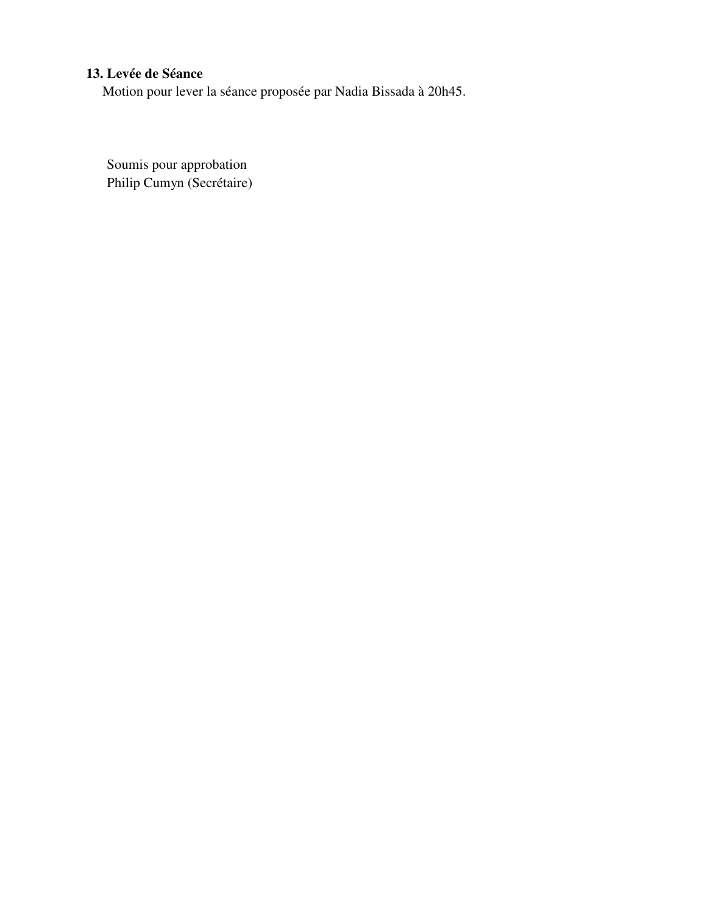**13. Levée de Séance**

Motion pour lever la séance proposée par Nadia Bissada à 20h45.

Soumis pour approbation
Philip Cumyn (Secrétaire)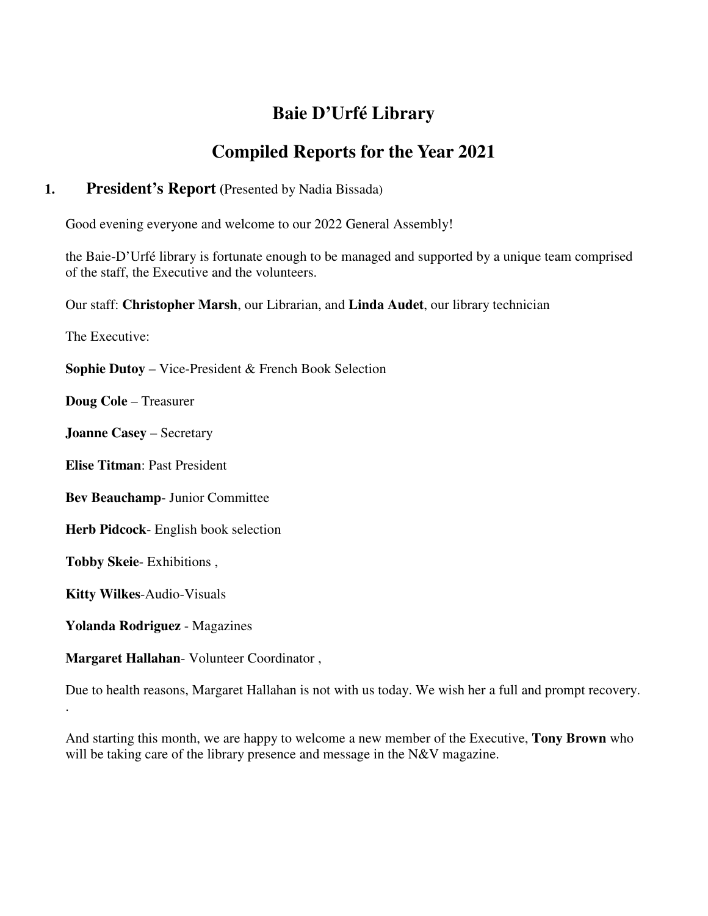# Baie D'Urfé Library

# Compiled Reports for the Year 2021

## 1. President's Report (Presented by Nadia Bissada)

Good evening everyone and welcome to our 2022 General Assembly!

the Baie-D'Urfé library is fortunate enough to be managed and supported by a unique team comprised of the staff, the Executive and the volunteers.

Our staff: **Christopher Marsh**, our Librarian, and **Linda Audet**, our library technician

The Executive:

**Sophie Dutoy** – Vice-President & French Book Selection

**Doug Cole** – Treasurer

**Joanne Casey** – Secretary

**Elise Titman**: Past President

**Bev Beauchamp**- Junior Committee

**Herb Pidcock**- English book selection

**Tobby Skeie**- Exhibitions ,

**Kitty Wilkes**-Audio-Visuals

**Yolanda Rodriguez** - Magazines

**Margaret Hallahan**- Volunteer Coordinator ,

Due to health reasons, Margaret Hallahan is not with us today. We wish her a full and prompt recovery.
.

And starting this month, we are happy to welcome a new member of the Executive, **Tony Brown** who will be taking care of the library presence and message in the N&V magazine.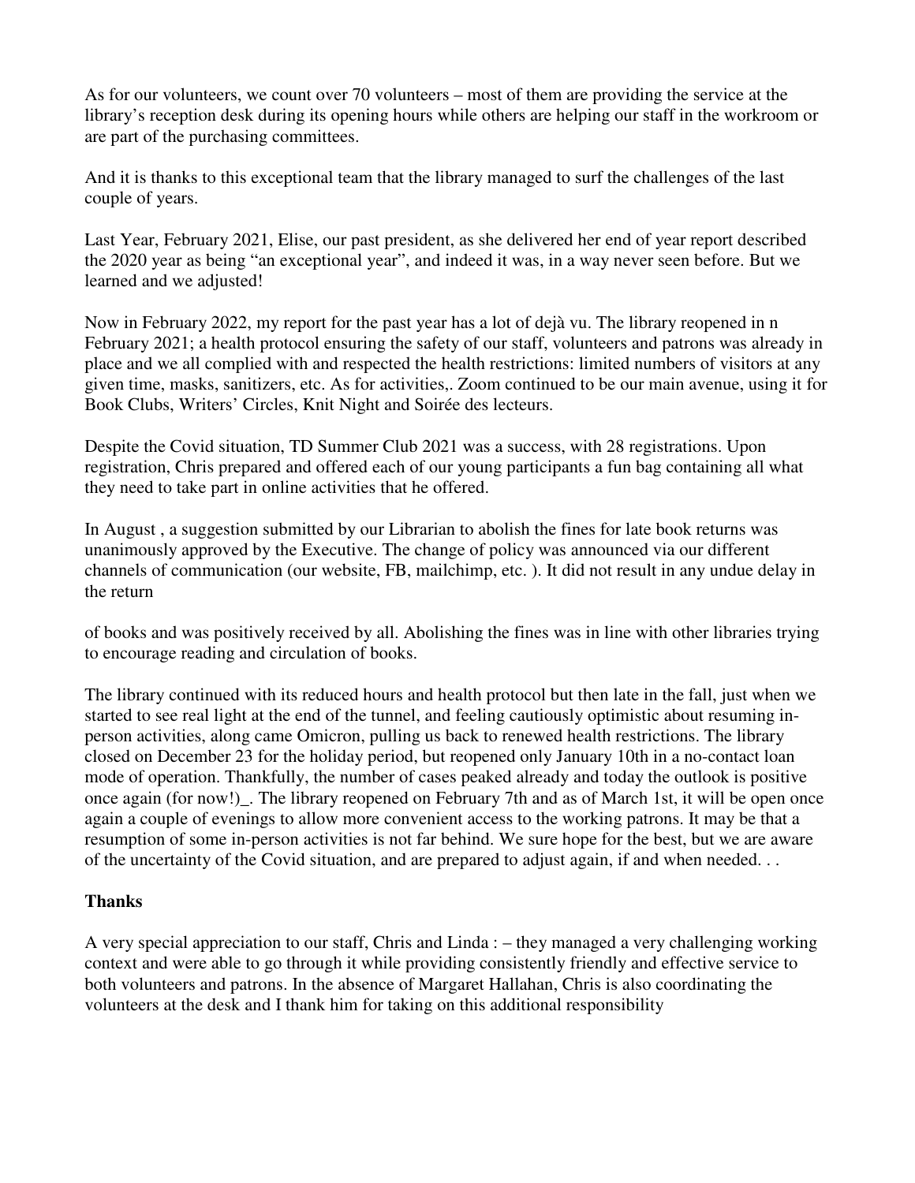As for our volunteers, we count over 70 volunteers – most of them are providing the service at the library's reception desk during its opening hours while others are helping our staff in the workroom or are part of the purchasing committees.

And it is thanks to this exceptional team that the library managed to surf the challenges of the last couple of years.

Last Year, February 2021, Elise, our past president, as she delivered her end of year report described the 2020 year as being "an exceptional year", and indeed it was, in a way never seen before. But we learned and we adjusted!

Now in February 2022, my report for the past year has a lot of dejà vu. The library reopened in n February 2021; a health protocol ensuring the safety of our staff, volunteers and patrons was already in place and we all complied with and respected the health restrictions: limited numbers of visitors at any given time, masks, sanitizers, etc. As for activities,. Zoom continued to be our main avenue, using it for Book Clubs, Writers' Circles, Knit Night and Soirée des lecteurs.

Despite the Covid situation, TD Summer Club 2021 was a success, with 28 registrations. Upon registration, Chris prepared and offered each of our young participants a fun bag containing all what they need to take part in online activities that he offered.

In August , a suggestion submitted by our Librarian to abolish the fines for late book returns was unanimously approved by the Executive. The change of policy was announced via our different channels of communication (our website, FB, mailchimp, etc. ). It did not result in any undue delay in the return of books and was positively received by all. Abolishing the fines was in line with other libraries trying to encourage reading and circulation of books.

The library continued with its reduced hours and health protocol but then late in the fall, just when we started to see real light at the end of the tunnel, and feeling cautiously optimistic about resuming in-person activities, along came Omicron, pulling us back to renewed health restrictions. The library closed on December 23 for the holiday period, but reopened only January 10th in a no-contact loan mode of operation. Thankfully, the number of cases peaked already and today the outlook is positive once again (for now!)_. The library reopened on February 7th and as of March 1st, it will be open once again a couple of evenings to allow more convenient access to the working patrons. It may be that a resumption of some in-person activities is not far behind. We sure hope for the best, but we are aware of the uncertainty of the Covid situation, and are prepared to adjust again, if and when needed. . .

**Thanks**

A very special appreciation to our staff, Chris and Linda : – they managed a very challenging working context and were able to go through it while providing consistently friendly and effective service to both volunteers and patrons. In the absence of Margaret Hallahan, Chris is also coordinating the volunteers at the desk and I thank him for taking on this additional responsibility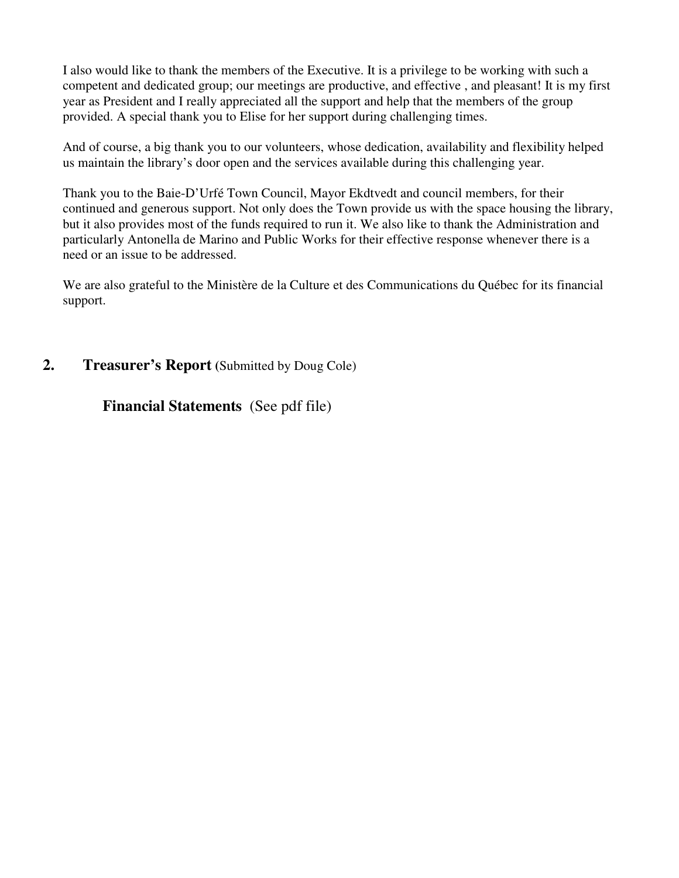I also would like to thank the members of the Executive. It is a privilege to be working with such a competent and dedicated group; our meetings are productive, and effective , and pleasant! It is my first year as President and I really appreciated all the support and help that the members of the group provided. A special thank you to Elise for her support during challenging times.

And of course, a big thank you to our volunteers, whose dedication, availability and flexibility helped us maintain the library's door open and the services available during this challenging year.

Thank you to the Baie-D'Urfé Town Council, Mayor Ekdtvedt and council members, for their continued and generous support. Not only does the Town provide us with the space housing the library, but it also provides most of the funds required to run it. We also like to thank the Administration and particularly Antonella de Marino and Public Works for their effective response whenever there is a need or an issue to be addressed.

We are also grateful to the Ministère de la Culture et des Communications du Québec for its financial support.

## 2. Treasurer's Report (Submitted by Doug Cole)

### Financial Statements (See pdf file)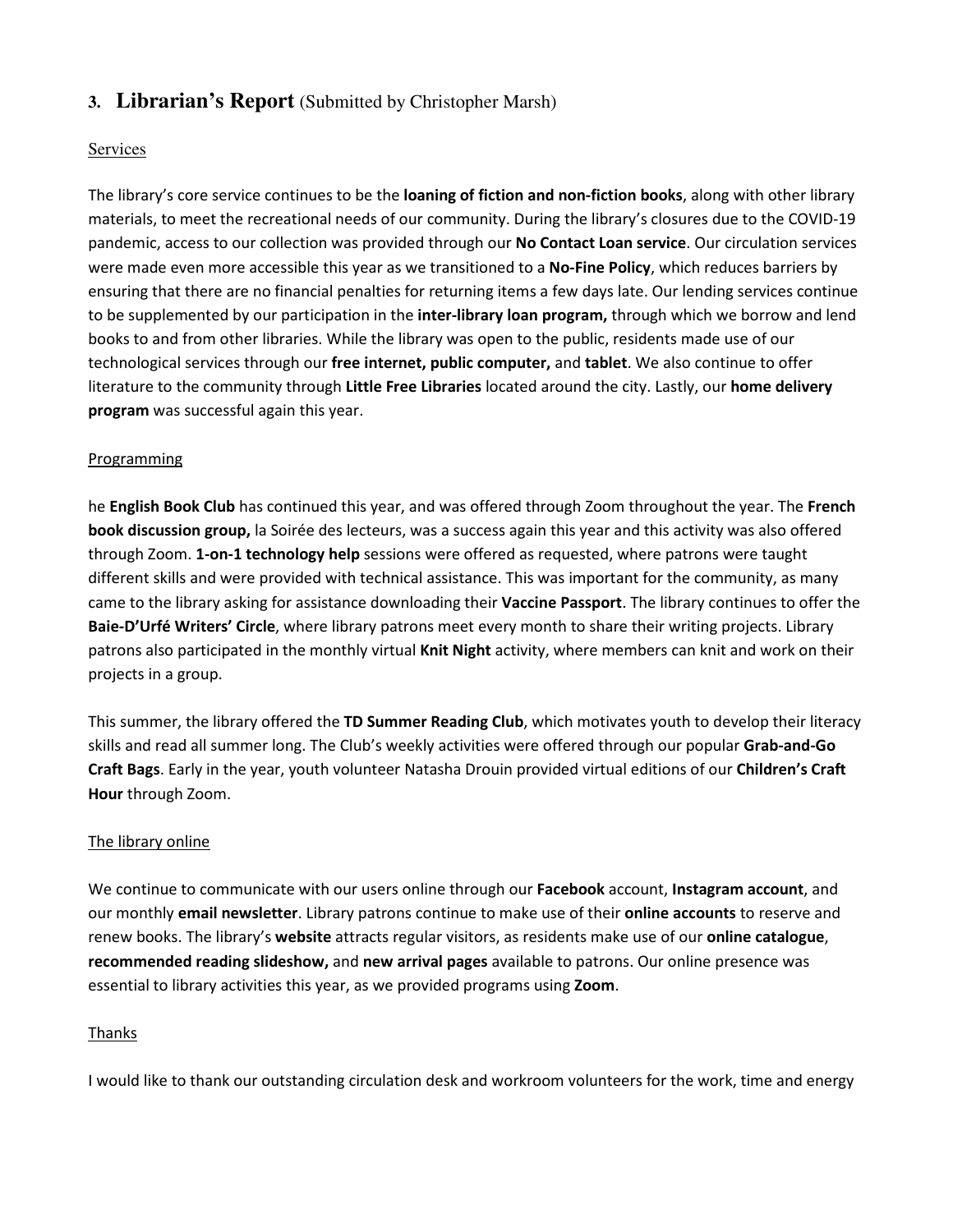## 3. **Librarian's Report** (Submitted by Christopher Marsh)

Services

The library's core service continues to be the **loaning of fiction and non-fiction books**, along with other library materials, to meet the recreational needs of our community. During the library's closures due to the COVID-19 pandemic, access to our collection was provided through our **No Contact Loan service**. Our circulation services were made even more accessible this year as we transitioned to a **No-Fine Policy**, which reduces barriers by ensuring that there are no financial penalties for returning items a few days late. Our lending services continue to be supplemented by our participation in the **inter-library loan program,** through which we borrow and lend books to and from other libraries. While the library was open to the public, residents made use of our technological services through our **free internet, public computer,** and **tablet**. We also continue to offer literature to the community through **Little Free Libraries** located around the city. Lastly, our **home delivery program** was successful again this year.

Programming

he **English Book Club** has continued this year, and was offered through Zoom throughout the year. The **French book discussion group,** la Soirée des lecteurs, was a success again this year and this activity was also offered through Zoom. **1-on-1 technology help** sessions were offered as requested, where patrons were taught different skills and were provided with technical assistance. This was important for the community, as many came to the library asking for assistance downloading their **Vaccine Passport**. The library continues to offer the **Baie-D'Urfé Writers' Circle**, where library patrons meet every month to share their writing projects. Library patrons also participated in the monthly virtual **Knit Night** activity, where members can knit and work on their projects in a group.

This summer, the library offered the **TD Summer Reading Club**, which motivates youth to develop their literacy skills and read all summer long. The Club's weekly activities were offered through our popular **Grab-and-Go Craft Bags**. Early in the year, youth volunteer Natasha Drouin provided virtual editions of our **Children's Craft Hour** through Zoom.

The library online

We continue to communicate with our users online through our **Facebook** account, **Instagram account**, and our monthly **email newsletter**. Library patrons continue to make use of their **online accounts** to reserve and renew books. The library's **website** attracts regular visitors, as residents make use of our **online catalogue**, **recommended reading slideshow,** and **new arrival pages** available to patrons. Our online presence was essential to library activities this year, as we provided programs using **Zoom**.

Thanks

I would like to thank our outstanding circulation desk and workroom volunteers for the work, time and energy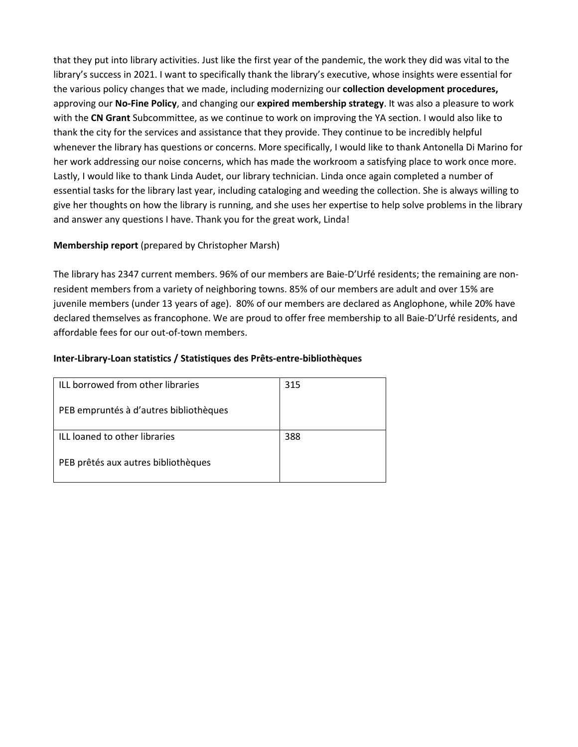that they put into library activities. Just like the first year of the pandemic, the work they did was vital to the library's success in 2021. I want to specifically thank the library's executive, whose insights were essential for the various policy changes that we made, including modernizing our **collection development procedures,** approving our **No-Fine Policy**, and changing our **expired membership strategy**. It was also a pleasure to work with the **CN Grant** Subcommittee, as we continue to work on improving the YA section. I would also like to thank the city for the services and assistance that they provide. They continue to be incredibly helpful whenever the library has questions or concerns. More specifically, I would like to thank Antonella Di Marino for her work addressing our noise concerns, which has made the workroom a satisfying place to work once more. Lastly, I would like to thank Linda Audet, our library technician. Linda once again completed a number of essential tasks for the library last year, including cataloging and weeding the collection. She is always willing to give her thoughts on how the library is running, and she uses her expertise to help solve problems in the library and answer any questions I have. Thank you for the great work, Linda!

**Membership report** (prepared by Christopher Marsh)

The library has 2347 current members. 96% of our members are Baie-D'Urfé residents; the remaining are non-resident members from a variety of neighboring towns. 85% of our members are adult and over 15% are juvenile members (under 13 years of age). 80% of our members are declared as Anglophone, while 20% have declared themselves as francophone. We are proud to offer free membership to all Baie-D'Urfé residents, and affordable fees for our out-of-town members.

**Inter-Library-Loan statistics / Statistiques des Prêts-entre-bibliothèques**

| | |
|---|---|
| ILL borrowed from other libraries<br><br>PEB empruntés à d'autres bibliothèques | 315 |
| ILL loaned to other libraries<br><br>PEB prêtés aux autres bibliothèques | 388 |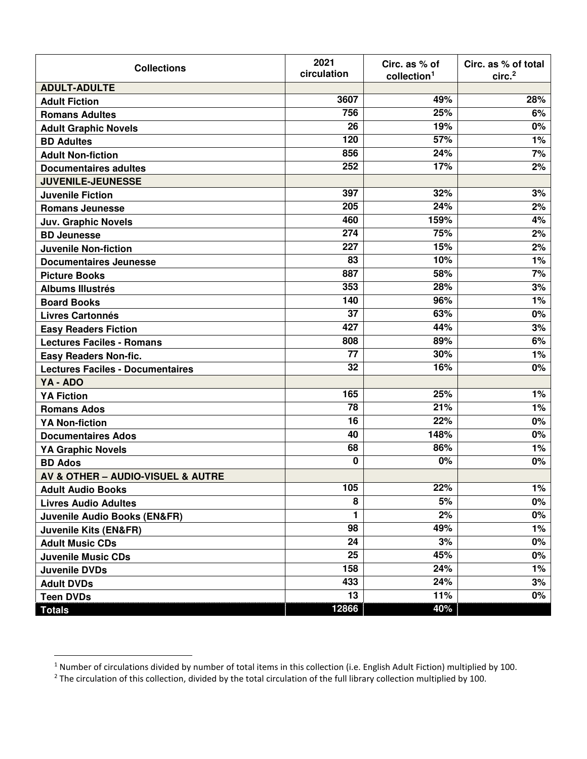| Collections | 2021 circulation | Circ. as % of collection[1] | Circ. as % of total circ.[2] |
|---|---|---|---|
| **ADULT-ADULTE** | | | |
| **Adult Fiction** | 3607 | 49% | 28% |
| **Romans Adultes** | 756 | 25% | 6% |
| **Adult Graphic Novels** | 26 | 19% | 0% |
| **BD Adultes** | 120 | 57% | 1% |
| **Adult Non-fiction** | 856 | 24% | 7% |
| **Documentaires adultes** | 252 | 17% | 2% |
| **JUVENILE-JEUNESSE** | | | |
| **Juvenile Fiction** | 397 | 32% | 3% |
| **Romans Jeunesse** | 205 | 24% | 2% |
| **Juv. Graphic Novels** | 460 | 159% | 4% |
| **BD Jeunesse** | 274 | 75% | 2% |
| **Juvenile Non-fiction** | 227 | 15% | 2% |
| **Documentaires Jeunesse** | 83 | 10% | 1% |
| **Picture Books** | 887 | 58% | 7% |
| **Albums Illustrés** | 353 | 28% | 3% |
| **Board Books** | 140 | 96% | 1% |
| **Livres Cartonnés** | 37 | 63% | 0% |
| **Easy Readers Fiction** | 427 | 44% | 3% |
| **Lectures Faciles - Romans** | 808 | 89% | 6% |
| **Easy Readers Non-fic.** | 77 | 30% | 1% |
| **Lectures Faciles - Documentaires** | 32 | 16% | 0% |
| **YA - ADO** | | | |
| **YA Fiction** | 165 | 25% | 1% |
| **Romans Ados** | 78 | 21% | 1% |
| **YA Non-fiction** | 16 | 22% | 0% |
| **Documentaires Ados** | 40 | 148% | 0% |
| **YA Graphic Novels** | 68 | 86% | 1% |
| **BD Ados** | 0 | 0% | 0% |
| **AV & OTHER – AUDIO-VISUEL & AUTRE** | | | |
| **Adult Audio Books** | 105 | 22% | 1% |
| **Livres Audio Adultes** | 8 | 5% | 0% |
| **Juvenile Audio Books (EN&FR)** | 1 | 2% | 0% |
| **Juvenile Kits (EN&FR)** | 98 | 49% | 1% |
| **Adult Music CDs** | 24 | 3% | 0% |
| **Juvenile Music CDs** | 25 | 45% | 0% |
| **Juvenile DVDs** | 158 | 24% | 1% |
| **Adult DVDs** | 433 | 24% | 3% |
| **Teen DVDs** | 13 | 11% | 0% |
| **Totals** | 12866 | 40% | |

[1] Number of circulations divided by number of total items in this collection (i.e. English Adult Fiction) multiplied by 100.

[2] The circulation of this collection, divided by the total circulation of the full library collection multiplied by 100.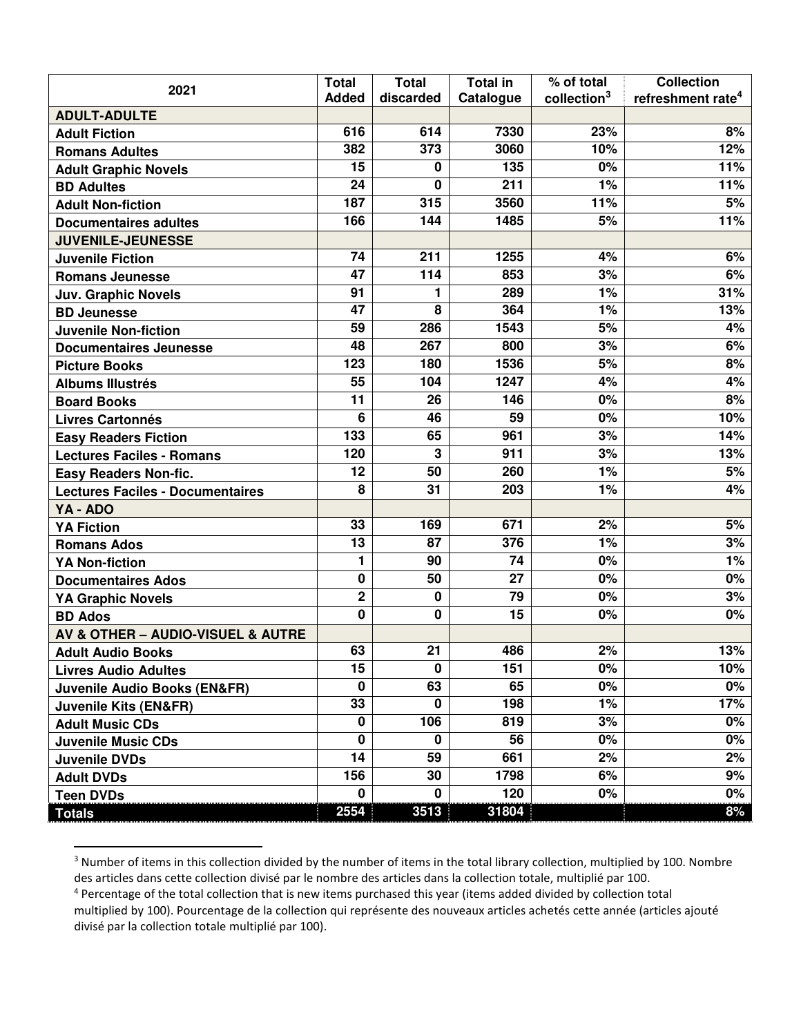| 2021 | Total Added | Total discarded | Total in Catalogue | % of total collection[3] | Collection refreshment rate[4] |
|---|---|---|---|---|---|
| **ADULT-ADULTE** | | | | | |
| **Adult Fiction** | 616 | 614 | 7330 | 23% | 8% |
| **Romans Adultes** | 382 | 373 | 3060 | 10% | 12% |
| **Adult Graphic Novels** | 15 | 0 | 135 | 0% | 11% |
| **BD Adultes** | 24 | 0 | 211 | 1% | 11% |
| **Adult Non-fiction** | 187 | 315 | 3560 | 11% | 5% |
| **Documentaires adultes** | 166 | 144 | 1485 | 5% | 11% |
| **JUVENILE-JEUNESSE** | | | | | |
| **Juvenile Fiction** | 74 | 211 | 1255 | 4% | 6% |
| **Romans Jeunesse** | 47 | 114 | 853 | 3% | 6% |
| **Juv. Graphic Novels** | 91 | 1 | 289 | 1% | 31% |
| **BD Jeunesse** | 47 | 8 | 364 | 1% | 13% |
| **Juvenile Non-fiction** | 59 | 286 | 1543 | 5% | 4% |
| **Documentaires Jeunesse** | 48 | 267 | 800 | 3% | 6% |
| **Picture Books** | 123 | 180 | 1536 | 5% | 8% |
| **Albums Illustrés** | 55 | 104 | 1247 | 4% | 4% |
| **Board Books** | 11 | 26 | 146 | 0% | 8% |
| **Livres Cartonnés** | 6 | 46 | 59 | 0% | 10% |
| **Easy Readers Fiction** | 133 | 65 | 961 | 3% | 14% |
| **Lectures Faciles - Romans** | 120 | 3 | 911 | 3% | 13% |
| **Easy Readers Non-fic.** | 12 | 50 | 260 | 1% | 5% |
| **Lectures Faciles - Documentaires** | 8 | 31 | 203 | 1% | 4% |
| **YA - ADO** | | | | | |
| **YA Fiction** | 33 | 169 | 671 | 2% | 5% |
| **Romans Ados** | 13 | 87 | 376 | 1% | 3% |
| **YA Non-fiction** | 1 | 90 | 74 | 0% | 1% |
| **Documentaires Ados** | 0 | 50 | 27 | 0% | 0% |
| **YA Graphic Novels** | 2 | 0 | 79 | 0% | 3% |
| **BD Ados** | 0 | 0 | 15 | 0% | 0% |
| **AV & OTHER – AUDIO-VISUEL & AUTRE** | | | | | |
| **Adult Audio Books** | 63 | 21 | 486 | 2% | 13% |
| **Livres Audio Adultes** | 15 | 0 | 151 | 0% | 10% |
| **Juvenile Audio Books (EN&FR)** | 0 | 63 | 65 | 0% | 0% |
| **Juvenile Kits (EN&FR)** | 33 | 0 | 198 | 1% | 17% |
| **Adult Music CDs** | 0 | 106 | 819 | 3% | 0% |
| **Juvenile Music CDs** | 0 | 0 | 56 | 0% | 0% |
| **Juvenile DVDs** | 14 | 59 | 661 | 2% | 2% |
| **Adult DVDs** | 156 | 30 | 1798 | 6% | 9% |
| **Teen DVDs** | 0 | 0 | 120 | 0% | 0% |
| **Totals** | 2554 | 3513 | 31804 | | 8% |

[3] Number of items in this collection divided by the number of items in the total library collection, multiplied by 100. Nombre des articles dans cette collection divisé par le nombre des articles dans la collection totale, multiplié par 100.

[4] Percentage of the total collection that is new items purchased this year (items added divided by collection total multiplied by 100). Pourcentage de la collection qui représente des nouveaux articles achetés cette année (articles ajouté divisé par la collection totale multiplié par 100).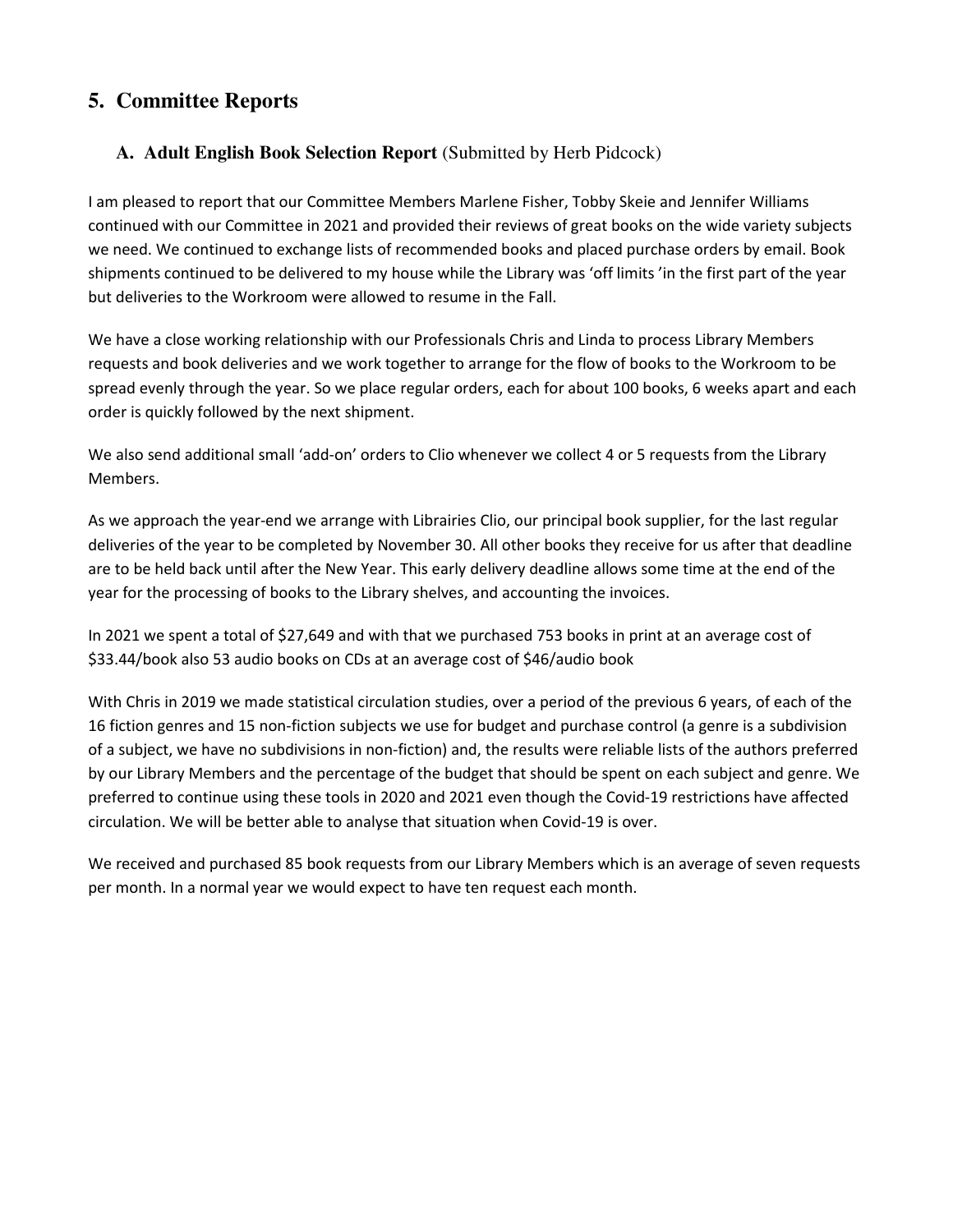## 5. Committee Reports

### A. Adult English Book Selection Report (Submitted by Herb Pidcock)

I am pleased to report that our Committee Members Marlene Fisher, Tobby Skeie and Jennifer Williams continued with our Committee in 2021 and provided their reviews of great books on the wide variety subjects we need. We continued to exchange lists of recommended books and placed purchase orders by email. Book shipments continued to be delivered to my house while the Library was 'off limits 'in the first part of the year but deliveries to the Workroom were allowed to resume in the Fall.

We have a close working relationship with our Professionals Chris and Linda to process Library Members requests and book deliveries and we work together to arrange for the flow of books to the Workroom to be spread evenly through the year. So we place regular orders, each for about 100 books, 6 weeks apart and each order is quickly followed by the next shipment.

We also send additional small 'add-on' orders to Clio whenever we collect 4 or 5 requests from the Library Members.

As we approach the year-end we arrange with Librairies Clio, our principal book supplier, for the last regular deliveries of the year to be completed by November 30. All other books they receive for us after that deadline are to be held back until after the New Year. This early delivery deadline allows some time at the end of the year for the processing of books to the Library shelves, and accounting the invoices.

In 2021 we spent a total of $27,649 and with that we purchased 753 books in print at an average cost of $33.44/book also 53 audio books on CDs at an average cost of $46/audio book

With Chris in 2019 we made statistical circulation studies, over a period of the previous 6 years, of each of the 16 fiction genres and 15 non-fiction subjects we use for budget and purchase control (a genre is a subdivision of a subject, we have no subdivisions in non-fiction) and, the results were reliable lists of the authors preferred by our Library Members and the percentage of the budget that should be spent on each subject and genre. We preferred to continue using these tools in 2020 and 2021 even though the Covid-19 restrictions have affected circulation. We will be better able to analyse that situation when Covid-19 is over.

We received and purchased 85 book requests from our Library Members which is an average of seven requests per month. In a normal year we would expect to have ten request each month.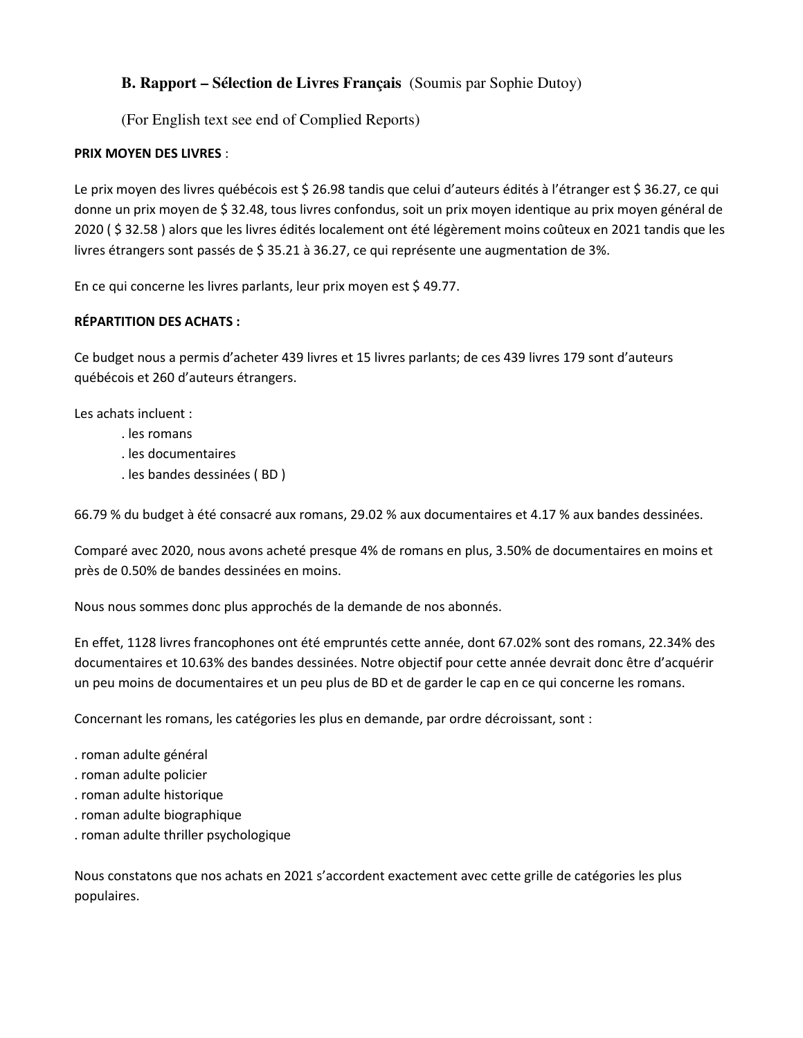### B. Rapport – Sélection de Livres Français (Soumis par Sophie Dutoy)

(For English text see end of Complied Reports)

**PRIX MOYEN DES LIVRES** :

Le prix moyen des livres québécois est $ 26.98 tandis que celui d'auteurs édités à l'étranger est $ 36.27, ce qui donne un prix moyen de $ 32.48, tous livres confondus, soit un prix moyen identique au prix moyen général de 2020 ( $ 32.58 ) alors que les livres édités localement ont été légèrement moins coûteux en 2021 tandis que les livres étrangers sont passés de $ 35.21 à 36.27, ce qui représente une augmentation de 3%.

En ce qui concerne les livres parlants, leur prix moyen est $ 49.77.

**RÉPARTITION DES ACHATS :**

Ce budget nous a permis d'acheter 439 livres et 15 livres parlants; de ces 439 livres 179 sont d'auteurs québécois et 260 d'auteurs étrangers.

Les achats incluent :

. les romans
. les documentaires
. les bandes dessinées ( BD )

66.79 % du budget à été consacré aux romans, 29.02 % aux documentaires et 4.17 % aux bandes dessinées.

Comparé avec 2020, nous avons acheté presque 4% de romans en plus, 3.50% de documentaires en moins et près de 0.50% de bandes dessinées en moins.

Nous nous sommes donc plus approchés de la demande de nos abonnés.

En effet, 1128 livres francophones ont été empruntés cette année, dont 67.02% sont des romans, 22.34% des documentaires et 10.63% des bandes dessinées. Notre objectif pour cette année devrait donc être d'acquérir un peu moins de documentaires et un peu plus de BD et de garder le cap en ce qui concerne les romans.

Concernant les romans, les catégories les plus en demande, par ordre décroissant, sont :

. roman adulte général
. roman adulte policier
. roman adulte historique
. roman adulte biographique
. roman adulte thriller psychologique

Nous constatons que nos achats en 2021 s'accordent exactement avec cette grille de catégories les plus populaires.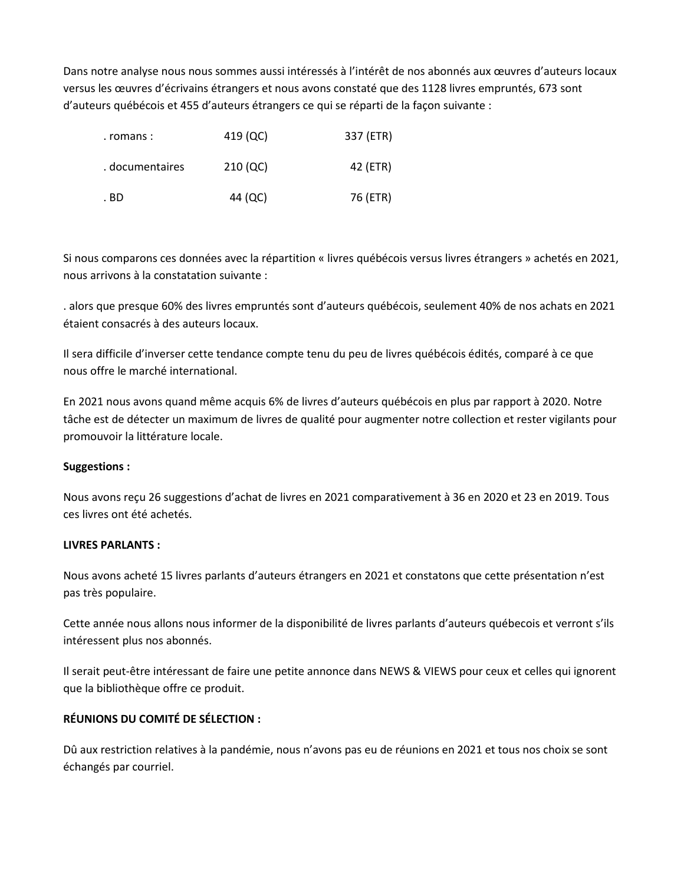Dans notre analyse nous nous sommes aussi intéressés à l'intérêt de nos abonnés aux œuvres d'auteurs locaux versus les œuvres d'écrivains étrangers et nous avons constaté que des 1128 livres empruntés, 673 sont d'auteurs québécois et 455 d'auteurs étrangers ce qui se réparti de la façon suivante :

| | | |
|---|---|---|
| . romans : | 419 (QC) | 337 (ETR) |
| . documentaires | 210 (QC) | 42 (ETR) |
| . BD | 44 (QC) | 76 (ETR) |

Si nous comparons ces données avec la répartition « livres québécois versus livres étrangers » achetés en 2021, nous arrivons à la constatation suivante :

. alors que presque 60% des livres empruntés sont d'auteurs québécois, seulement 40% de nos achats en 2021 étaient consacrés à des auteurs locaux.

Il sera difficile d'inverser cette tendance compte tenu du peu de livres québécois édités, comparé à ce que nous offre le marché international.

En 2021 nous avons quand même acquis 6% de livres d'auteurs québécois en plus par rapport à 2020. Notre tâche est de détecter un maximum de livres de qualité pour augmenter notre collection et rester vigilants pour promouvoir la littérature locale.

**Suggestions :**

Nous avons reçu 26 suggestions d'achat de livres en 2021 comparativement à 36 en 2020 et 23 en 2019. Tous ces livres ont été achetés.

**LIVRES PARLANTS :**

Nous avons acheté 15 livres parlants d'auteurs étrangers en 2021 et constatons que cette présentation n'est pas très populaire.

Cette année nous allons nous informer de la disponibilité de livres parlants d'auteurs québecois et verront s'ils intéressent plus nos abonnés.

Il serait peut-être intéressant de faire une petite annonce dans NEWS & VIEWS pour ceux et celles qui ignorent que la bibliothèque offre ce produit.

**RÉUNIONS DU COMITÉ DE SÉLECTION :**

Dû aux restriction relatives à la pandémie, nous n'avons pas eu de réunions en 2021 et tous nos choix se sont échangés par courriel.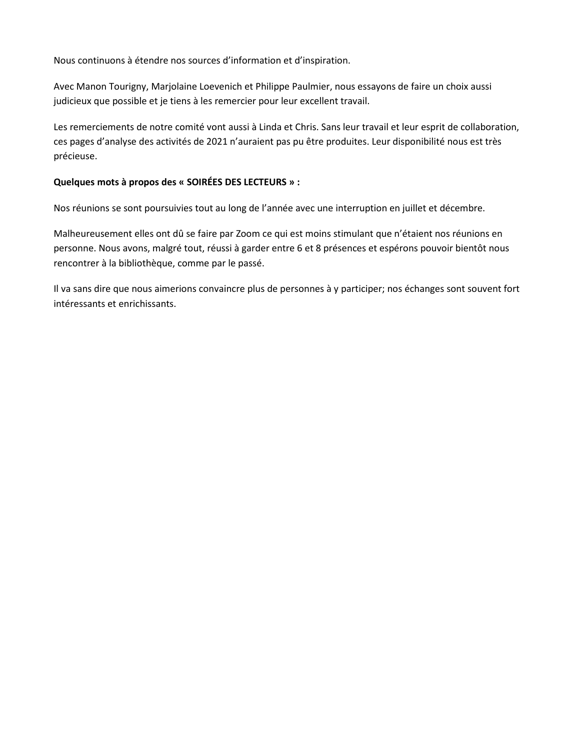Nous continuons à étendre nos sources d'information et d'inspiration.

Avec Manon Tourigny, Marjolaine Loevenich et Philippe Paulmier, nous essayons de faire un choix aussi judicieux que possible et je tiens à les remercier pour leur excellent travail.

Les remerciements de notre comité vont aussi à Linda et Chris. Sans leur travail et leur esprit de collaboration, ces pages d'analyse des activités de 2021 n'auraient pas pu être produites. Leur disponibilité nous est très précieuse.

**Quelques mots à propos des « SOIRÉES DES LECTEURS » :**

Nos réunions se sont poursuivies tout au long de l'année avec une interruption en juillet et décembre.

Malheureusement elles ont dû se faire par Zoom ce qui est moins stimulant que n'étaient nos réunions en personne. Nous avons, malgré tout, réussi à garder entre 6 et 8 présences et espérons pouvoir bientôt nous rencontrer à la bibliothèque, comme par le passé.

Il va sans dire que nous aimerions convaincre plus de personnes à y participer; nos échanges sont souvent fort intéressants et enrichissants.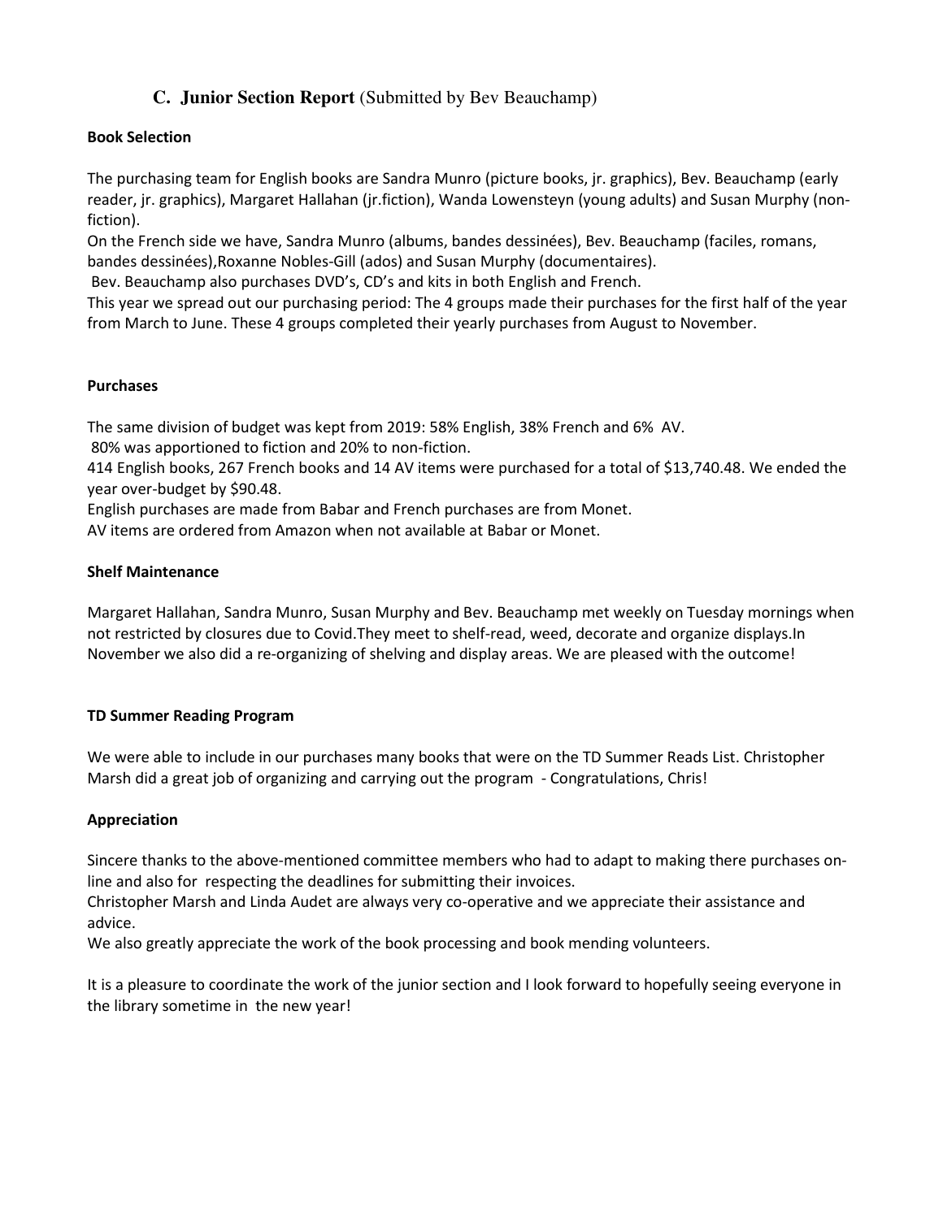## C. Junior Section Report (Submitted by Bev Beauchamp)

**Book Selection**

The purchasing team for English books are Sandra Munro (picture books, jr. graphics), Bev. Beauchamp (early reader, jr. graphics), Margaret Hallahan (jr.fiction), Wanda Lowensteyn (young adults) and Susan Murphy (non-fiction).
On the French side we have, Sandra Munro (albums, bandes dessinées), Bev. Beauchamp (faciles, romans, bandes dessinées),Roxanne Nobles-Gill (ados) and Susan Murphy (documentaires).
Bev. Beauchamp also purchases DVD's, CD's and kits in both English and French.
This year we spread out our purchasing period: The 4 groups made their purchases for the first half of the year from March to June. These 4 groups completed their yearly purchases from August to November.

**Purchases**

The same division of budget was kept from 2019: 58% English, 38% French and 6% AV.
80% was apportioned to fiction and 20% to non-fiction.
414 English books, 267 French books and 14 AV items were purchased for a total of $13,740.48. We ended the year over-budget by $90.48.
English purchases are made from Babar and French purchases are from Monet.
AV items are ordered from Amazon when not available at Babar or Monet.

**Shelf Maintenance**

Margaret Hallahan, Sandra Munro, Susan Murphy and Bev. Beauchamp met weekly on Tuesday mornings when not restricted by closures due to Covid.They meet to shelf-read, weed, decorate and organize displays.In November we also did a re-organizing of shelving and display areas. We are pleased with the outcome!

**TD Summer Reading Program**

We were able to include in our purchases many books that were on the TD Summer Reads List. Christopher Marsh did a great job of organizing and carrying out the program - Congratulations, Chris!

**Appreciation**

Sincere thanks to the above-mentioned committee members who had to adapt to making there purchases on-line and also for respecting the deadlines for submitting their invoices.
Christopher Marsh and Linda Audet are always very co-operative and we appreciate their assistance and advice.
We also greatly appreciate the work of the book processing and book mending volunteers.

It is a pleasure to coordinate the work of the junior section and I look forward to hopefully seeing everyone in the library sometime in the new year!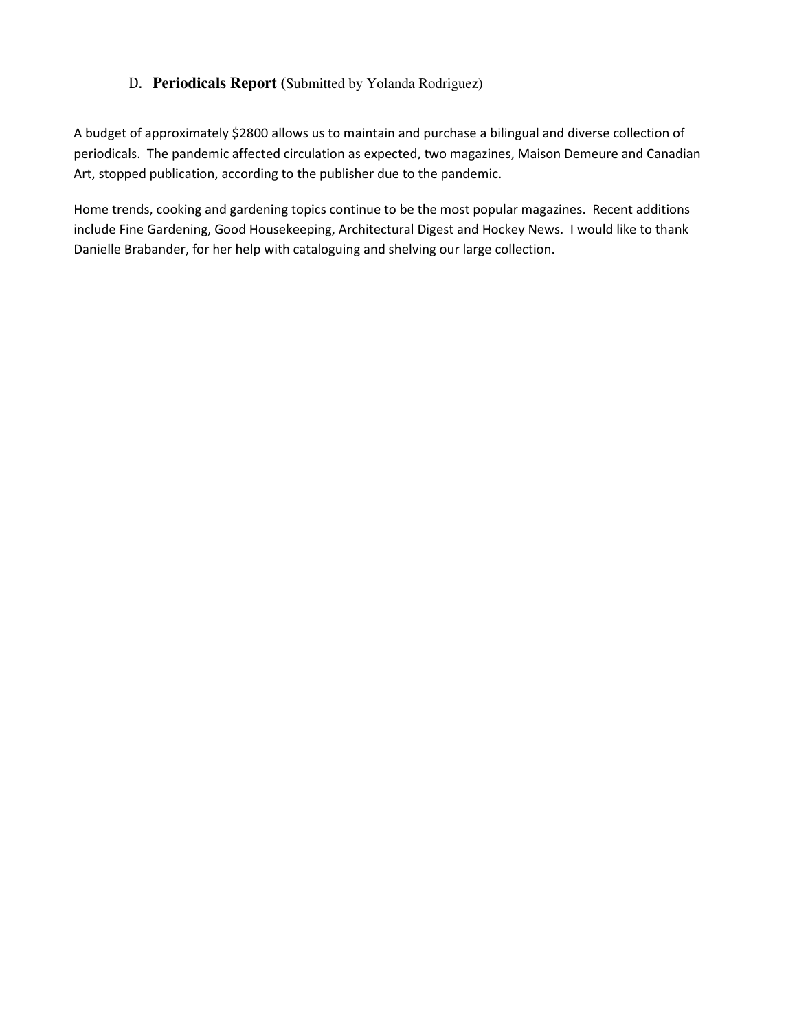### D. **Periodicals Report** (Submitted by Yolanda Rodriguez)

A budget of approximately $2800 allows us to maintain and purchase a bilingual and diverse collection of periodicals. The pandemic affected circulation as expected, two magazines, Maison Demeure and Canadian Art, stopped publication, according to the publisher due to the pandemic.

Home trends, cooking and gardening topics continue to be the most popular magazines. Recent additions include Fine Gardening, Good Housekeeping, Architectural Digest and Hockey News. I would like to thank Danielle Brabander, for her help with cataloguing and shelving our large collection.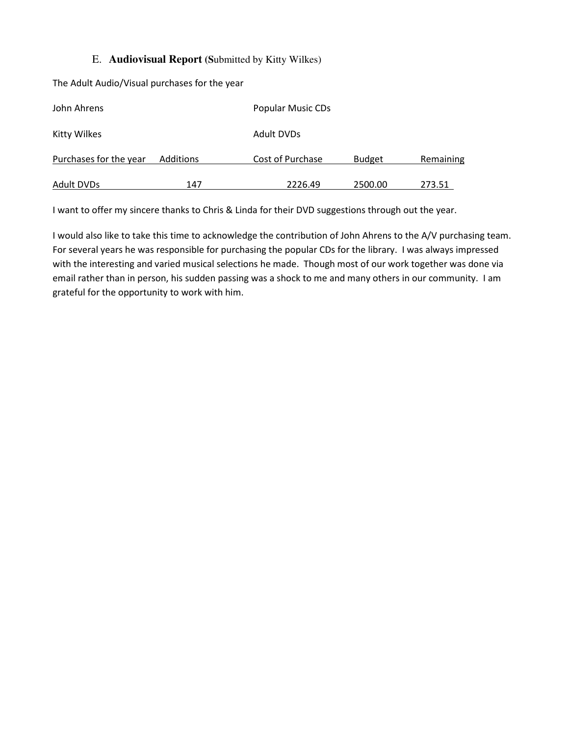### E. **Audiovisual Report** (Submitted by Kitty Wilkes)

The Adult Audio/Visual purchases for the year

| | |
|---|---|
| John Ahrens | Popular Music CDs |
| Kitty Wilkes | Adult DVDs |

| Purchases for the year | Additions | Cost of Purchase | Budget | Remaining |
|---|---|---|---|---|
| Adult DVDs | 147 | 2226.49 | 2500.00 | 273.51 |

I want to offer my sincere thanks to Chris & Linda for their DVD suggestions through out the year.

I would also like to take this time to acknowledge the contribution of John Ahrens to the A/V purchasing team. For several years he was responsible for purchasing the popular CDs for the library. I was always impressed with the interesting and varied musical selections he made. Though most of our work together was done via email rather than in person, his sudden passing was a shock to me and many others in our community. I am grateful for the opportunity to work with him.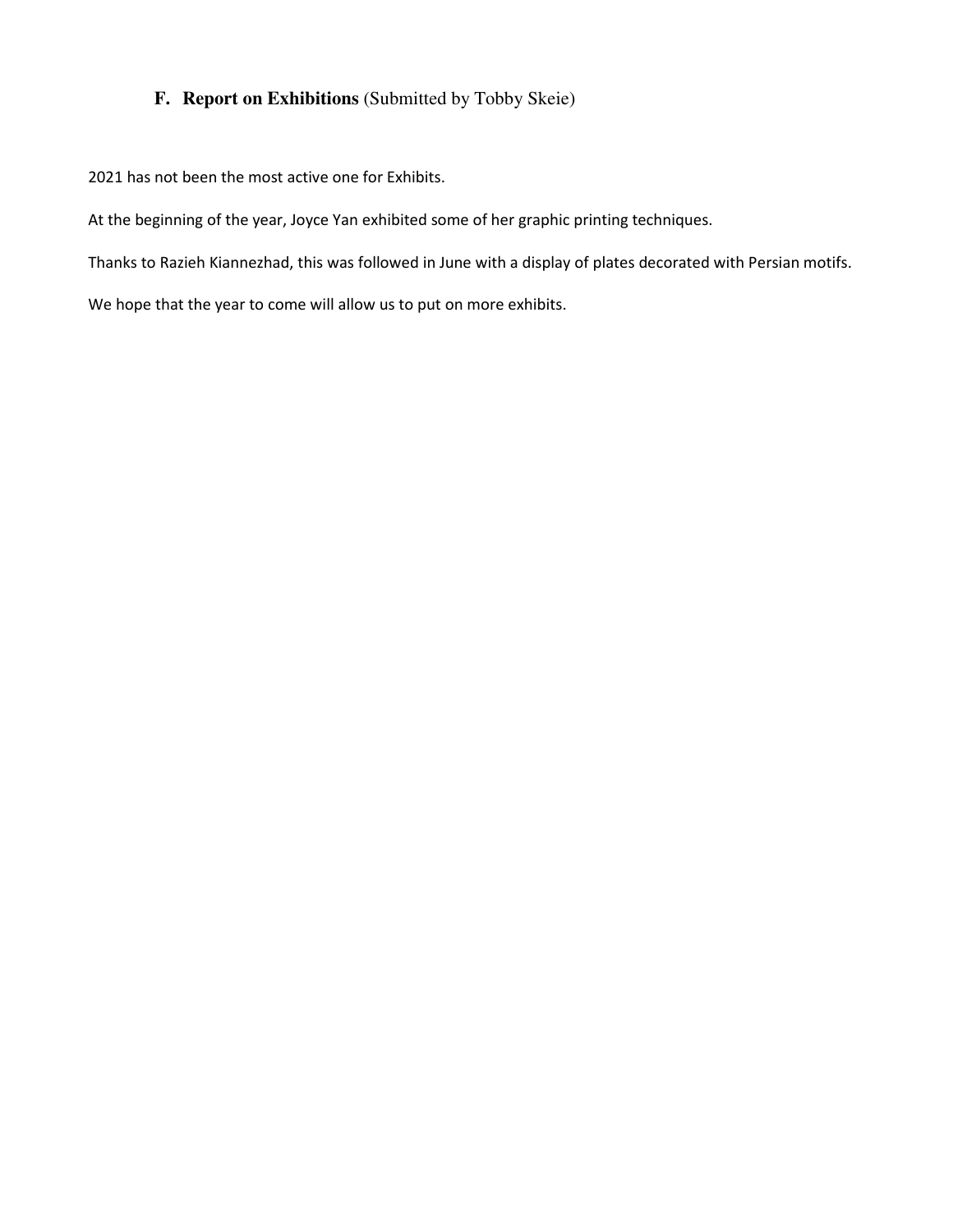## F. Report on Exhibitions (Submitted by Tobby Skeie)

2021 has not been the most active one for Exhibits.

At the beginning of the year, Joyce Yan exhibited some of her graphic printing techniques.

Thanks to Razieh Kiannezhad, this was followed in June with a display of plates decorated with Persian motifs.

We hope that the year to come will allow us to put on more exhibits.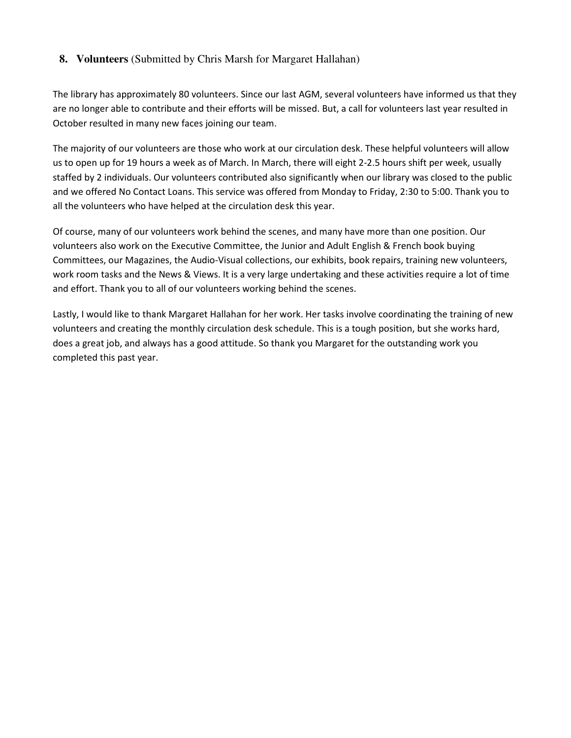## 8. Volunteers (Submitted by Chris Marsh for Margaret Hallahan)

The library has approximately 80 volunteers. Since our last AGM, several volunteers have informed us that they are no longer able to contribute and their efforts will be missed. But, a call for volunteers last year resulted in October resulted in many new faces joining our team.

The majority of our volunteers are those who work at our circulation desk. These helpful volunteers will allow us to open up for 19 hours a week as of March. In March, there will eight 2-2.5 hours shift per week, usually staffed by 2 individuals. Our volunteers contributed also significantly when our library was closed to the public and we offered No Contact Loans. This service was offered from Monday to Friday, 2:30 to 5:00. Thank you to all the volunteers who have helped at the circulation desk this year.

Of course, many of our volunteers work behind the scenes, and many have more than one position. Our volunteers also work on the Executive Committee, the Junior and Adult English & French book buying Committees, our Magazines, the Audio-Visual collections, our exhibits, book repairs, training new volunteers, work room tasks and the News & Views. It is a very large undertaking and these activities require a lot of time and effort. Thank you to all of our volunteers working behind the scenes.

Lastly, I would like to thank Margaret Hallahan for her work. Her tasks involve coordinating the training of new volunteers and creating the monthly circulation desk schedule. This is a tough position, but she works hard, does a great job, and always has a good attitude. So thank you Margaret for the outstanding work you completed this past year.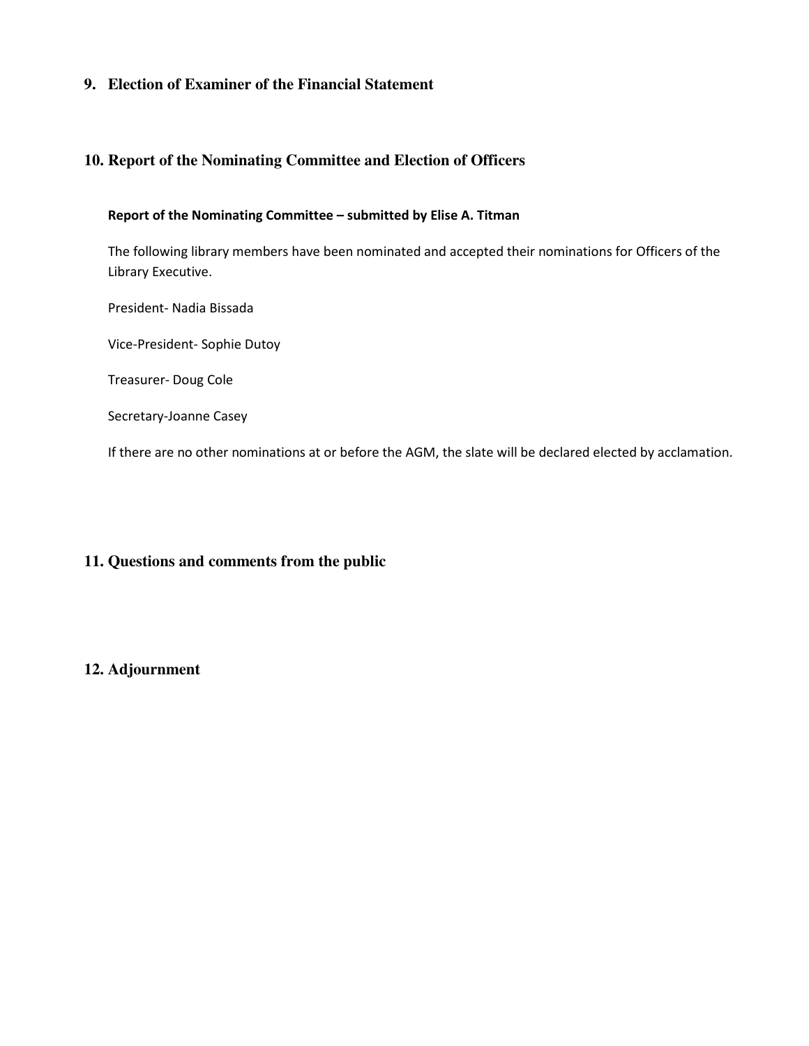## 9. Election of Examiner of the Financial Statement

## 10. Report of the Nominating Committee and Election of Officers

**Report of the Nominating Committee – submitted by Elise A. Titman**

The following library members have been nominated and accepted their nominations for Officers of the Library Executive.

President- Nadia Bissada

Vice-President- Sophie Dutoy

Treasurer- Doug Cole

Secretary-Joanne Casey

If there are no other nominations at or before the AGM, the slate will be declared elected by acclamation.

## 11. Questions and comments from the public

## 12. Adjournment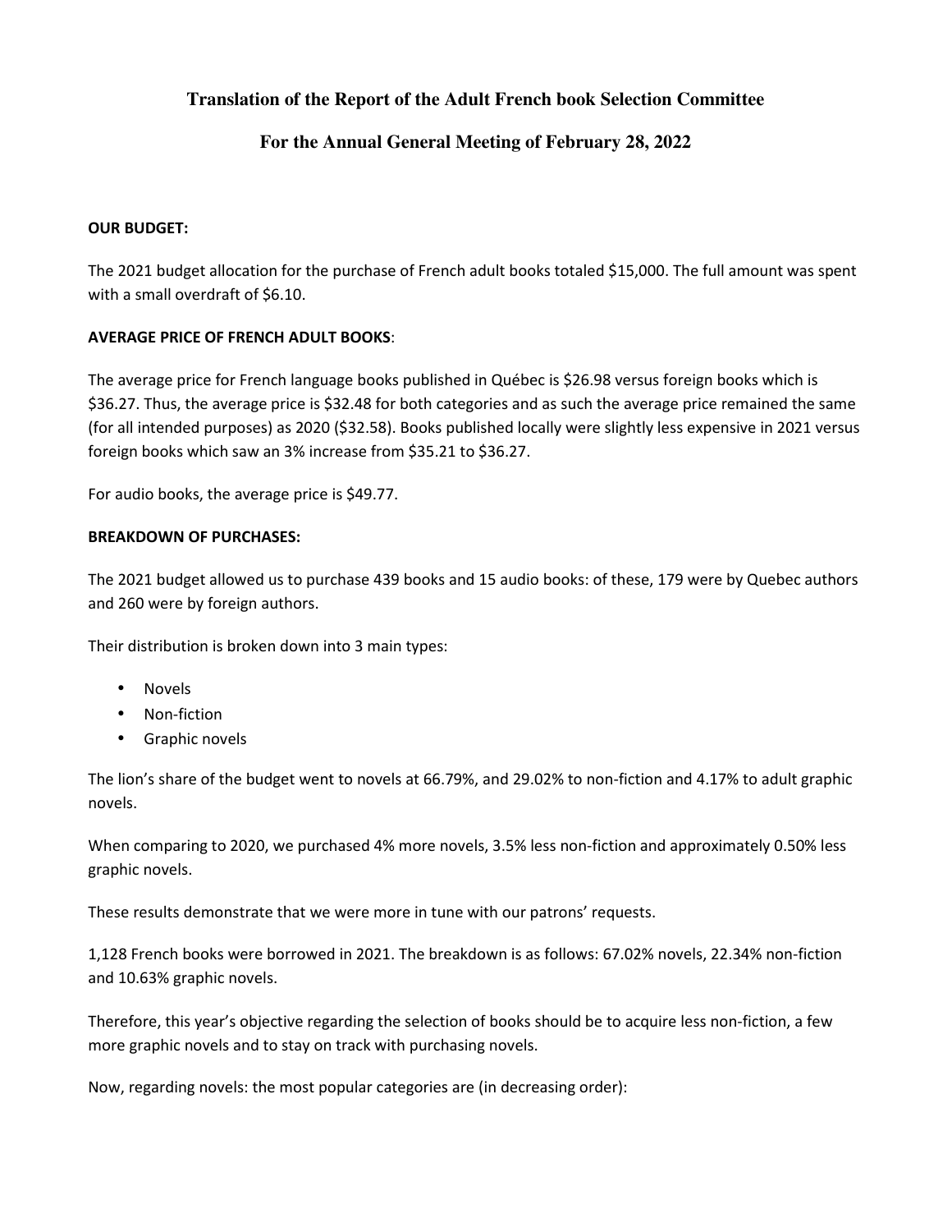## Translation of the Report of the Adult French book Selection Committee

## For the Annual General Meeting of February 28, 2022

**OUR BUDGET:**

The 2021 budget allocation for the purchase of French adult books totaled $15,000. The full amount was spent with a small overdraft of $6.10.

**AVERAGE PRICE OF FRENCH ADULT BOOKS**:

The average price for French language books published in Québec is $26.98 versus foreign books which is $36.27. Thus, the average price is $32.48 for both categories and as such the average price remained the same (for all intended purposes) as 2020 ($32.58). Books published locally were slightly less expensive in 2021 versus foreign books which saw an 3% increase from $35.21 to $36.27.

For audio books, the average price is $49.77.

**BREAKDOWN OF PURCHASES:**

The 2021 budget allowed us to purchase 439 books and 15 audio books: of these, 179 were by Quebec authors and 260 were by foreign authors.

Their distribution is broken down into 3 main types:

- Novels
- Non-fiction
- Graphic novels

The lion's share of the budget went to novels at 66.79%, and 29.02% to non-fiction and 4.17% to adult graphic novels.

When comparing to 2020, we purchased 4% more novels, 3.5% less non-fiction and approximately 0.50% less graphic novels.

These results demonstrate that we were more in tune with our patrons' requests.

1,128 French books were borrowed in 2021. The breakdown is as follows: 67.02% novels, 22.34% non-fiction and 10.63% graphic novels.

Therefore, this year's objective regarding the selection of books should be to acquire less non-fiction, a few more graphic novels and to stay on track with purchasing novels.

Now, regarding novels: the most popular categories are (in decreasing order):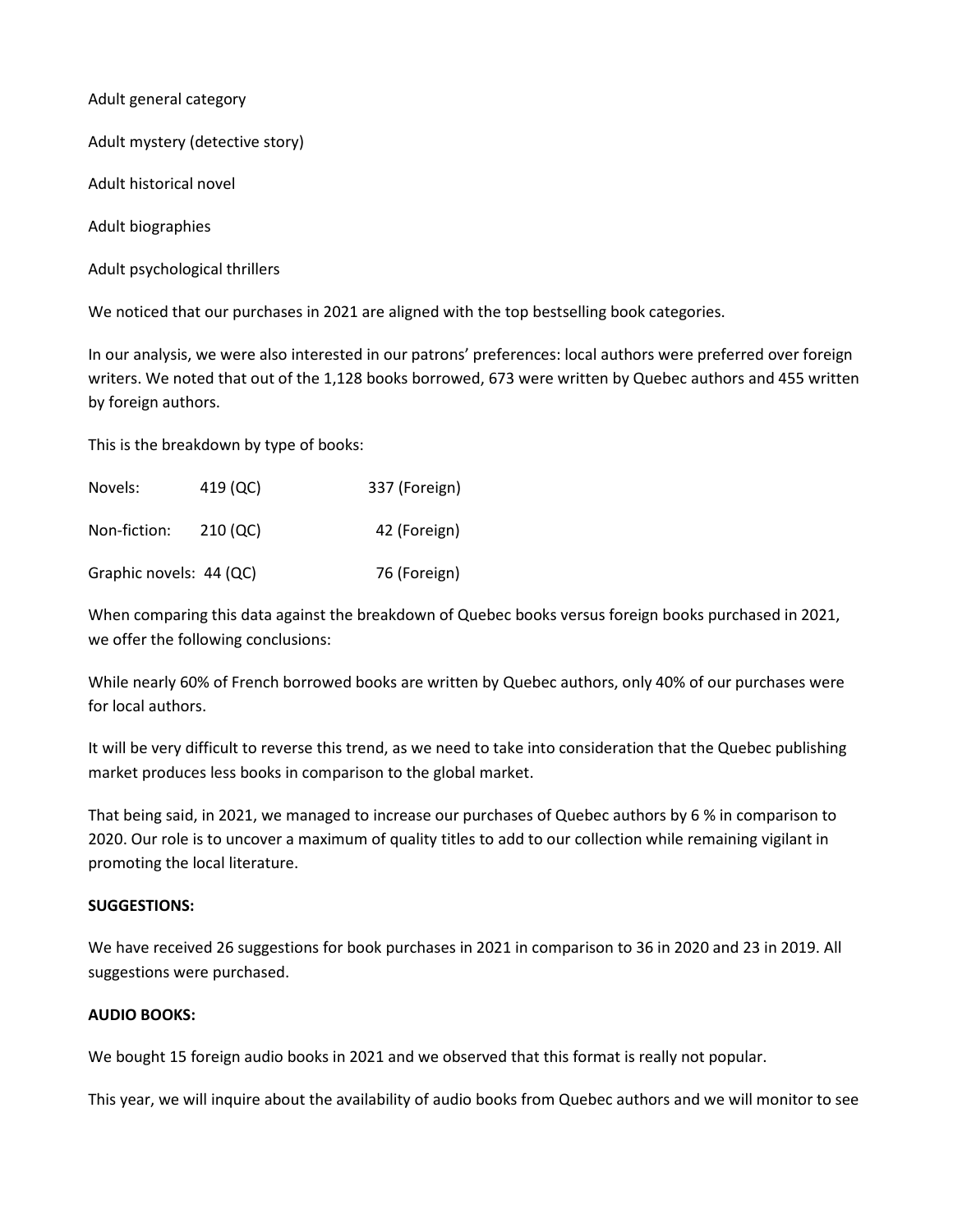Adult general category

Adult mystery (detective story)

Adult historical novel

Adult biographies

Adult psychological thrillers

We noticed that our purchases in 2021 are aligned with the top bestselling book categories.

In our analysis, we were also interested in our patrons' preferences: local authors were preferred over foreign writers. We noted that out of the 1,128 books borrowed, 673 were written by Quebec authors and 455 written by foreign authors.

This is the breakdown by type of books:

| | | |
|---|---|---|
| Novels: | 419 (QC) | 337 (Foreign) |
| Non-fiction: | 210 (QC) | 42 (Foreign) |
| Graphic novels: | 44 (QC) | 76 (Foreign) |

When comparing this data against the breakdown of Quebec books versus foreign books purchased in 2021, we offer the following conclusions:

While nearly 60% of French borrowed books are written by Quebec authors, only 40% of our purchases were for local authors.

It will be very difficult to reverse this trend, as we need to take into consideration that the Quebec publishing market produces less books in comparison to the global market.

That being said, in 2021, we managed to increase our purchases of Quebec authors by 6 % in comparison to 2020. Our role is to uncover a maximum of quality titles to add to our collection while remaining vigilant in promoting the local literature.

**SUGGESTIONS:**

We have received 26 suggestions for book purchases in 2021 in comparison to 36 in 2020 and 23 in 2019. All suggestions were purchased.

**AUDIO BOOKS:**

We bought 15 foreign audio books in 2021 and we observed that this format is really not popular.

This year, we will inquire about the availability of audio books from Quebec authors and we will monitor to see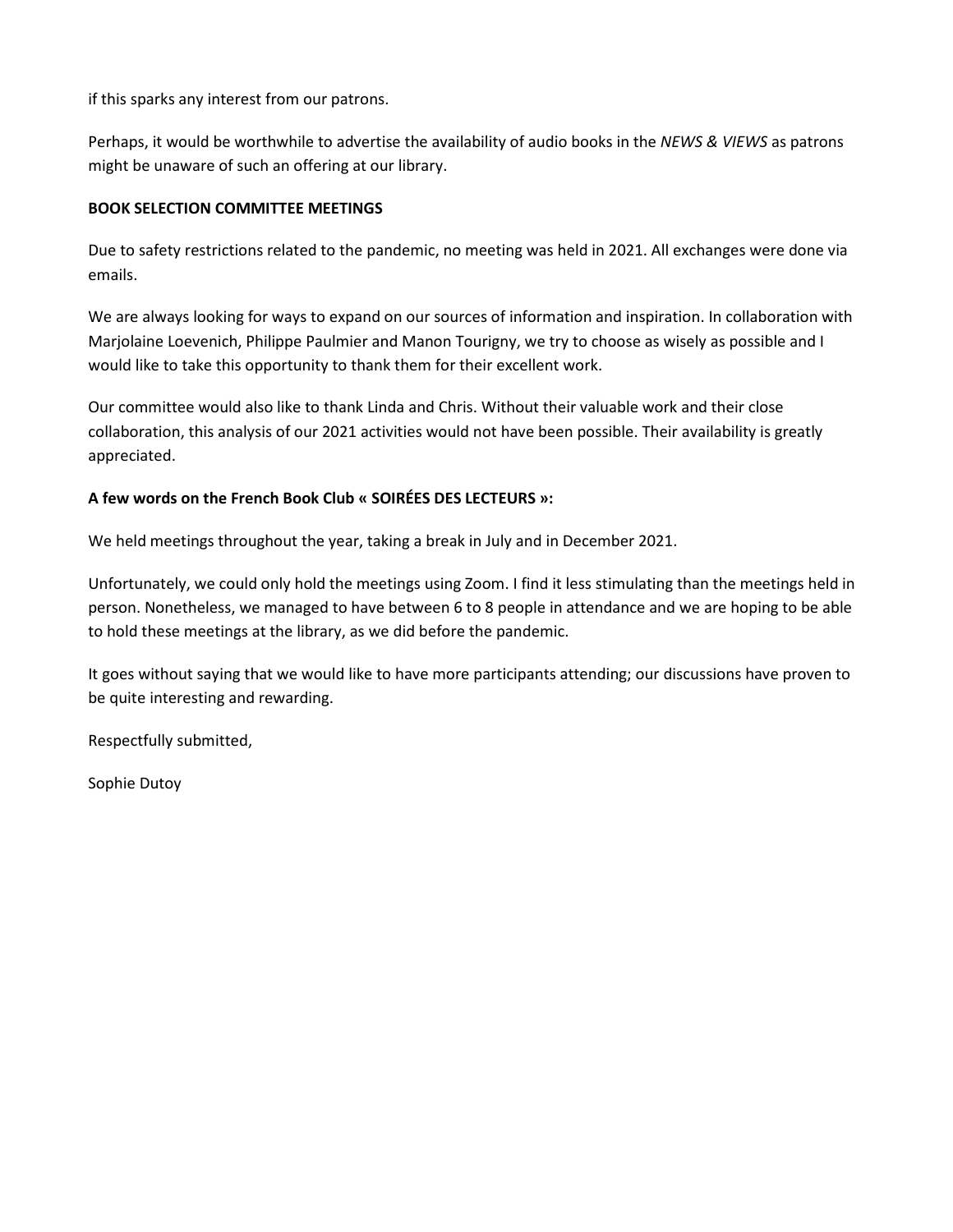if this sparks any interest from our patrons.

Perhaps, it would be worthwhile to advertise the availability of audio books in the *NEWS & VIEWS* as patrons might be unaware of such an offering at our library.

**BOOK SELECTION COMMITTEE MEETINGS**

Due to safety restrictions related to the pandemic, no meeting was held in 2021. All exchanges were done via emails.

We are always looking for ways to expand on our sources of information and inspiration. In collaboration with Marjolaine Loevenich, Philippe Paulmier and Manon Tourigny, we try to choose as wisely as possible and I would like to take this opportunity to thank them for their excellent work.

Our committee would also like to thank Linda and Chris. Without their valuable work and their close collaboration, this analysis of our 2021 activities would not have been possible. Their availability is greatly appreciated.

**A few words on the French Book Club « SOIRÉES DES LECTEURS »:**

We held meetings throughout the year, taking a break in July and in December 2021.

Unfortunately, we could only hold the meetings using Zoom. I find it less stimulating than the meetings held in person. Nonetheless, we managed to have between 6 to 8 people in attendance and we are hoping to be able to hold these meetings at the library, as we did before the pandemic.

It goes without saying that we would like to have more participants attending; our discussions have proven to be quite interesting and rewarding.

Respectfully submitted,

Sophie Dutoy